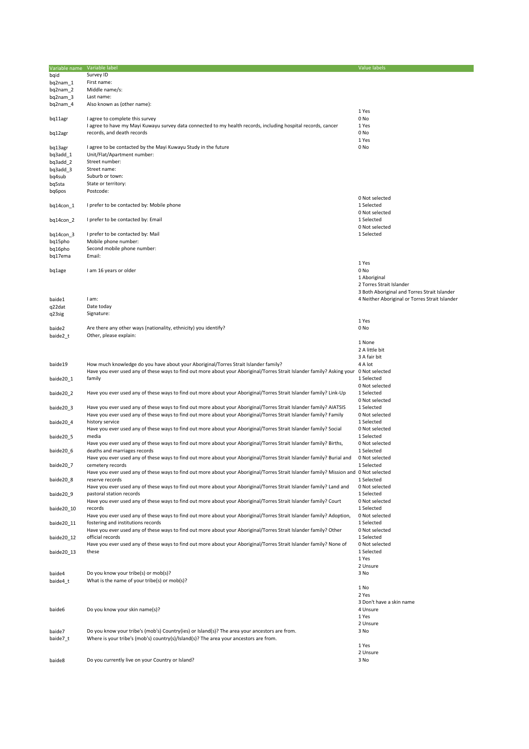| Variable name | Variable label | Value labels |
|---|---|---|
| bqid | Survey ID | |
| bq2nam_1 | First name: | |
| bq2nam_2 | Middle name/s: | |
| bq2nam_3 | Last name: | |
| bq2nam_4 | Also known as (other name): | |
| bq11agr | I agree to complete this survey | 1 Yes<br>0 No |
| bq12agr | I agree to have my Mayi Kuwayu survey data connected to my health records, including hospital records, cancer records, and death records | 1 Yes<br>0 No |
| bq13agr | I agree to be contacted by the Mayi Kuwayu Study in the future | 1 Yes<br>0 No |
| bq3add_1 | Unit/Flat/Apartment number: | |
| bq3add_2 | Street number: | |
| bq3add_3 | Street name: | |
| bq4sub | Suburb or town: | |
| bq5sta | State or territory: | |
| bq6pos | Postcode: | |
| bq14con_1 | I prefer to be contacted by: Mobile phone | 0 Not selected<br>1 Selected |
| bq14con_2 | I prefer to be contacted by: Email | 0 Not selected<br>1 Selected |
| bq14con_3 | I prefer to be contacted by: Mail | 0 Not selected<br>1 Selected |
| bq15pho | Mobile phone number: | |
| bq16pho | Second mobile phone number: | |
| bq17ema | Email: | |
| bq1age | I am 16 years or older | 1 Yes<br>0 No |
| baide1 | I am: | 1 Aboriginal<br>2 Torres Strait Islander<br>3 Both Aboriginal and Torres Strait Islander<br>4 Neither Aboriginal or Torres Strait Islander |
| q22dat | Date today | |
| q23sig | Signature: | |
| baide2 | Are there any other ways (nationality, ethnicity) you identify? | 1 Yes<br>0 No |
| baide2_t | Other, please explain: | |
| baide19 | How much knowledge do you have about your Aboriginal/Torres Strait Islander family? | 1 None<br>2 A little bit<br>3 A fair bit<br>4 A lot |
| baide20_1 | Have you ever used any of these ways to find out more about your Aboriginal/Torres Strait Islander family? Asking your family | 0 Not selected<br>1 Selected |
| baide20_2 | Have you ever used any of these ways to find out more about your Aboriginal/Torres Strait Islander family? Link-Up | 0 Not selected<br>1 Selected |
| baide20_3 | Have you ever used any of these ways to find out more about your Aboriginal/Torres Strait Islander family? AIATSIS | 0 Not selected<br>1 Selected |
| baide20_4 | Have you ever used any of these ways to find out more about your Aboriginal/Torres Strait Islander family? Family history service | 0 Not selected<br>1 Selected |
| baide20_5 | Have you ever used any of these ways to find out more about your Aboriginal/Torres Strait Islander family? Social media | 0 Not selected<br>1 Selected |
| baide20_6 | Have you ever used any of these ways to find out more about your Aboriginal/Torres Strait Islander family? Births, deaths and marriages records | 0 Not selected<br>1 Selected |
| baide20_7 | Have you ever used any of these ways to find out more about your Aboriginal/Torres Strait Islander family? Burial and cemetery records | 0 Not selected<br>1 Selected |
| baide20_8 | Have you ever used any of these ways to find out more about your Aboriginal/Torres Strait Islander family? Mission and reserve records | 0 Not selected<br>1 Selected |
| baide20_9 | Have you ever used any of these ways to find out more about your Aboriginal/Torres Strait Islander family? Land and pastoral station records | 0 Not selected<br>1 Selected |
| baide20_10 | Have you ever used any of these ways to find out more about your Aboriginal/Torres Strait Islander family? Court records | 0 Not selected<br>1 Selected |
| baide20_11 | Have you ever used any of these ways to find out more about your Aboriginal/Torres Strait Islander family? Adoption, fostering and institutions records | 0 Not selected<br>1 Selected |
| baide20_12 | Have you ever used any of these ways to find out more about your Aboriginal/Torres Strait Islander family? Other official records | 0 Not selected<br>1 Selected |
| baide20_13 | Have you ever used any of these ways to find out more about your Aboriginal/Torres Strait Islander family? None of these | 0 Not selected<br>1 Selected |
| baide4 | Do you know your tribe(s) or mob(s)? | 1 Yes<br>2 Unsure<br>3 No |
| baide4_t | What is the name of your tribe(s) or mob(s)? | |
| baide6 | Do you know your skin name(s)? | 1 No<br>2 Yes<br>3 Don't have a skin name<br>4 Unsure |
| baide7 | Do you know your tribe's (mob's) Country(ies) or Island(s)? The area your ancestors are from. | 1 Yes<br>2 Unsure<br>3 No |
| baide7_t | Where is your tribe's (mob's) country(s)/Island(s)? The area your ancestors are from. | |
| baide8 | Do you currently live on your Country or Island? | 1 Yes<br>2 Unsure<br>3 No |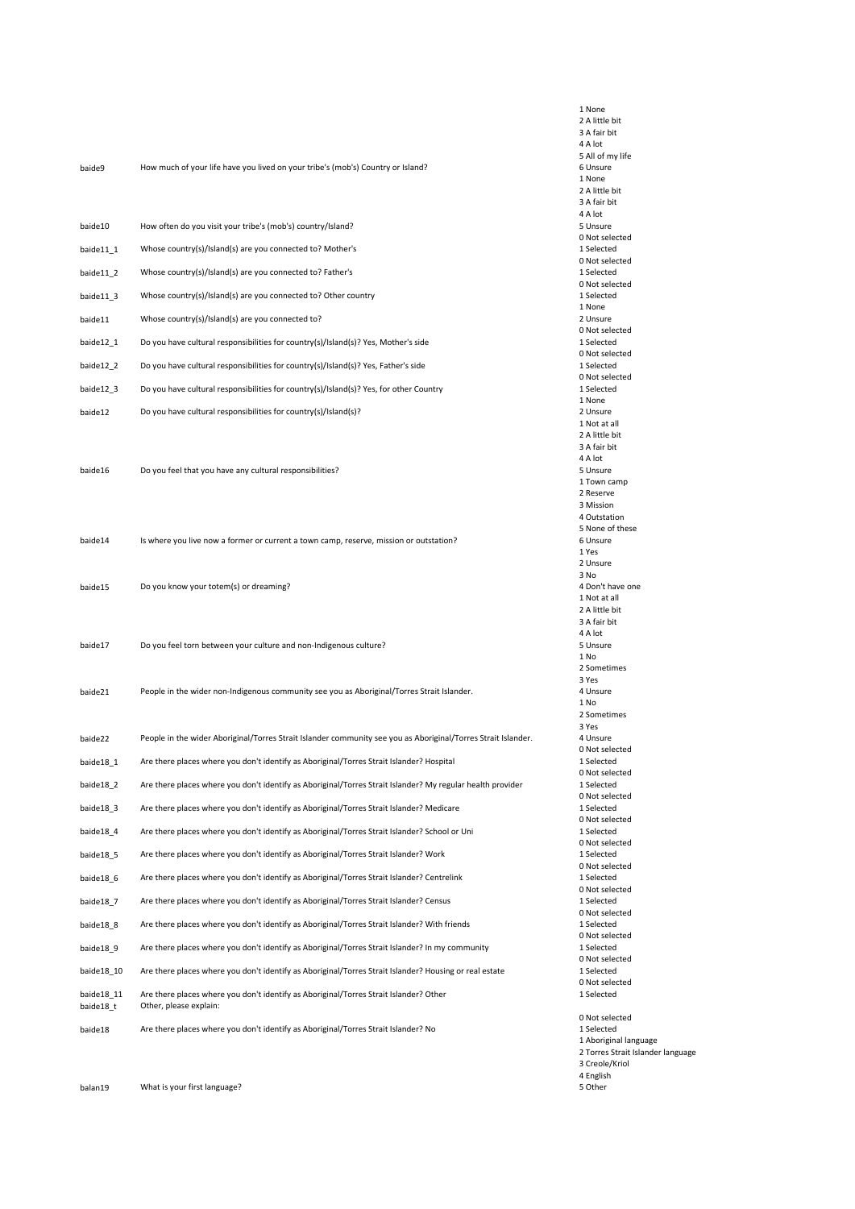| Variable | Question | Values |
| --- | --- | --- |
| baide9 | How much of your life have you lived on your tribe's (mob's) Country or Island? | 1 None<br>2 A little bit<br>3 A fair bit<br>4 A lot<br>5 All of my life<br>6 Unsure |
| baide10 | How often do you visit your tribe's (mob's) country/Island? | 1 None<br>2 A little bit<br>3 A fair bit<br>4 A lot<br>5 Unsure |
| baide11_1 | Whose country(s)/Island(s) are you connected to? Mother's | 0 Not selected<br>1 Selected |
| baide11_2 | Whose country(s)/Island(s) are you connected to? Father's | 0 Not selected<br>1 Selected |
| baide11_3 | Whose country(s)/Island(s) are you connected to? Other country | 0 Not selected<br>1 Selected |
| baide11 | Whose country(s)/Island(s) are you connected to? | 1 None<br>2 Unsure |
| baide12_1 | Do you have cultural responsibilities for country(s)/Island(s)? Yes, Mother's side | 0 Not selected<br>1 Selected |
| baide12_2 | Do you have cultural responsibilities for country(s)/Island(s)? Yes, Father's side | 0 Not selected<br>1 Selected |
| baide12_3 | Do you have cultural responsibilities for country(s)/Island(s)? Yes, for other Country | 0 Not selected<br>1 Selected |
| baide12 | Do you have cultural responsibilities for country(s)/Island(s)? | 1 None<br>2 Unsure |
| baide16 | Do you feel that you have any cultural responsibilities? | 1 Not at all<br>2 A little bit<br>3 A fair bit<br>4 A lot<br>5 Unsure |
| baide14 | Is where you live now a former or current a town camp, reserve, mission or outstation? | 1 Town camp<br>2 Reserve<br>3 Mission<br>4 Outstation<br>5 None of these<br>6 Unsure |
| baide15 | Do you know your totem(s) or dreaming? | 1 Yes<br>2 Unsure<br>3 No<br>4 Don't have one |
| baide17 | Do you feel torn between your culture and non-Indigenous culture? | 1 Not at all<br>2 A little bit<br>3 A fair bit<br>4 A lot<br>5 Unsure |
| baide21 | People in the wider non-Indigenous community see you as Aboriginal/Torres Strait Islander. | 1 No<br>2 Sometimes<br>3 Yes<br>4 Unsure |
| baide22 | People in the wider Aboriginal/Torres Strait Islander community see you as Aboriginal/Torres Strait Islander. | 1 No<br>2 Sometimes<br>3 Yes<br>4 Unsure |
| baide18_1 | Are there places where you don't identify as Aboriginal/Torres Strait Islander? Hospital | 0 Not selected<br>1 Selected |
| baide18_2 | Are there places where you don't identify as Aboriginal/Torres Strait Islander? My regular health provider | 0 Not selected<br>1 Selected |
| baide18_3 | Are there places where you don't identify as Aboriginal/Torres Strait Islander? Medicare | 0 Not selected<br>1 Selected |
| baide18_4 | Are there places where you don't identify as Aboriginal/Torres Strait Islander? School or Uni | 0 Not selected<br>1 Selected |
| baide18_5 | Are there places where you don't identify as Aboriginal/Torres Strait Islander? Work | 0 Not selected<br>1 Selected |
| baide18_6 | Are there places where you don't identify as Aboriginal/Torres Strait Islander? Centrelink | 0 Not selected<br>1 Selected |
| baide18_7 | Are there places where you don't identify as Aboriginal/Torres Strait Islander? Census | 0 Not selected<br>1 Selected |
| baide18_8 | Are there places where you don't identify as Aboriginal/Torres Strait Islander? With friends | 0 Not selected<br>1 Selected |
| baide18_9 | Are there places where you don't identify as Aboriginal/Torres Strait Islander? In my community | 0 Not selected<br>1 Selected |
| baide18_10 | Are there places where you don't identify as Aboriginal/Torres Strait Islander? Housing or real estate | 0 Not selected<br>1 Selected |
| baide18_11 | Are there places where you don't identify as Aboriginal/Torres Strait Islander? Other | 0 Not selected<br>1 Selected |
| baide18_t | Other, please explain: | |
| baide18 | Are there places where you don't identify as Aboriginal/Torres Strait Islander? No | 0 Not selected<br>1 Selected |
| balan19 | What is your first language? | 1 Aboriginal language<br>2 Torres Strait Islander language<br>3 Creole/Kriol<br>4 English<br>5 Other |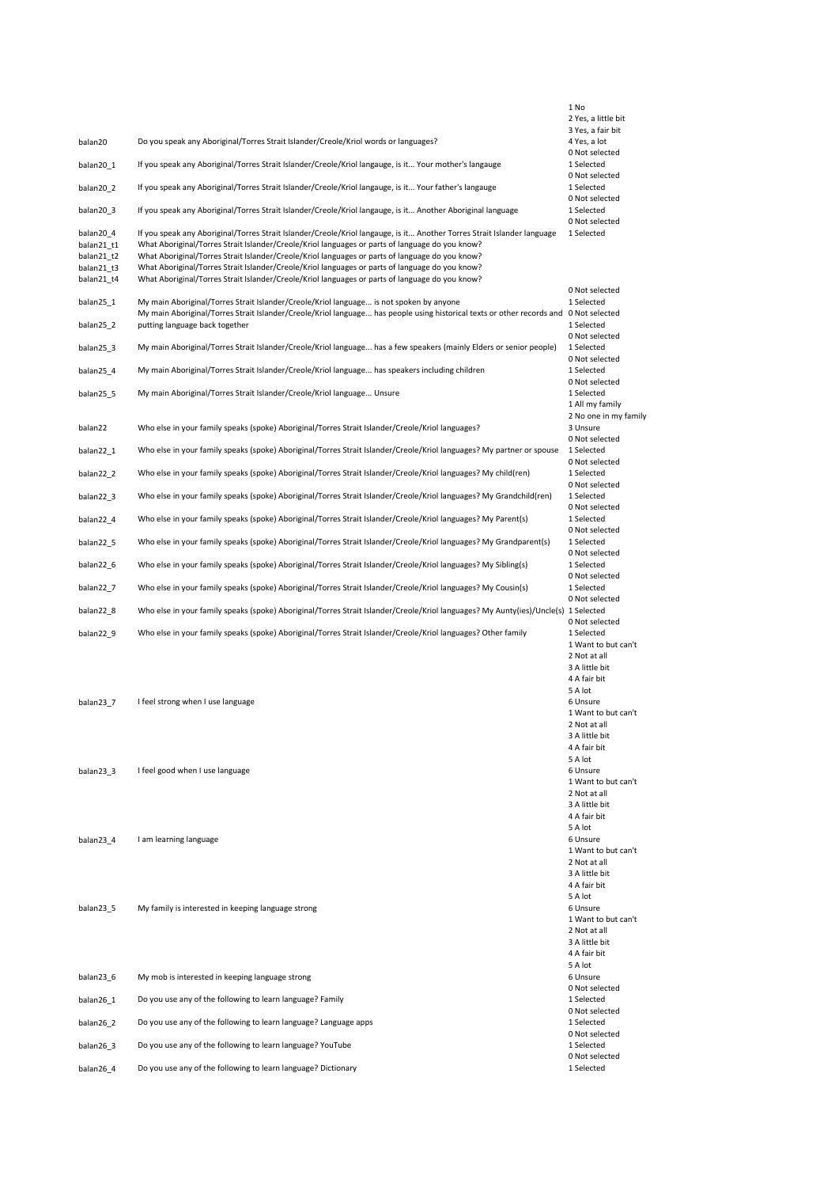| Variable | Question | Values |
| --- | --- | --- |
| balan20 | Do you speak any Aboriginal/Torres Strait Islander/Creole/Kriol words or languages? | 1 No<br>2 Yes, a little bit<br>3 Yes, a fair bit<br>4 Yes, a lot |
| balan20_1 | If you speak any Aboriginal/Torres Strait Islander/Creole/Kriol langauge, is it... Your mother's langauge | 0 Not selected<br>1 Selected |
| balan20_2 | If you speak any Aboriginal/Torres Strait Islander/Creole/Kriol langauge, is it... Your father's langauge | 0 Not selected<br>1 Selected |
| balan20_3 | If you speak any Aboriginal/Torres Strait Islander/Creole/Kriol langauge, is it... Another Aboriginal language | 0 Not selected<br>1 Selected |
| balan20_4 | If you speak any Aboriginal/Torres Strait Islander/Creole/Kriol langauge, is it... Another Torres Strait Islander language | 0 Not selected<br>1 Selected |
| balan21_t1 | What Aboriginal/Torres Strait Islander/Creole/Kriol languages or parts of language do you know? | |
| balan21_t2 | What Aboriginal/Torres Strait Islander/Creole/Kriol languages or parts of language do you know? | |
| balan21_t3 | What Aboriginal/Torres Strait Islander/Creole/Kriol languages or parts of language do you know? | |
| balan21_t4 | What Aboriginal/Torres Strait Islander/Creole/Kriol languages or parts of language do you know? | |
| balan25_1 | My main Aboriginal/Torres Strait Islander/Creole/Kriol language... is not spoken by anyone | 0 Not selected<br>1 Selected |
| balan25_2 | My main Aboriginal/Torres Strait Islander/Creole/Kriol language... has people using historical texts or other records and putting language back together | 0 Not selected<br>1 Selected |
| balan25_3 | My main Aboriginal/Torres Strait Islander/Creole/Kriol language... has a few speakers (mainly Elders or senior people) | 0 Not selected<br>1 Selected |
| balan25_4 | My main Aboriginal/Torres Strait Islander/Creole/Kriol language... has speakers including children | 0 Not selected<br>1 Selected |
| balan25_5 | My main Aboriginal/Torres Strait Islander/Creole/Kriol language... Unsure | 0 Not selected<br>1 Selected |
| balan22 | Who else in your family speaks (spoke) Aboriginal/Torres Strait Islander/Creole/Kriol languages? | 1 All my family<br>2 No one in my family<br>3 Unsure |
| balan22_1 | Who else in your family speaks (spoke) Aboriginal/Torres Strait Islander/Creole/Kriol languages? My partner or spouse | 0 Not selected<br>1 Selected |
| balan22_2 | Who else in your family speaks (spoke) Aboriginal/Torres Strait Islander/Creole/Kriol languages? My child(ren) | 0 Not selected<br>1 Selected |
| balan22_3 | Who else in your family speaks (spoke) Aboriginal/Torres Strait Islander/Creole/Kriol languages? My Grandchild(ren) | 0 Not selected<br>1 Selected |
| balan22_4 | Who else in your family speaks (spoke) Aboriginal/Torres Strait Islander/Creole/Kriol languages? My Parent(s) | 0 Not selected<br>1 Selected |
| balan22_5 | Who else in your family speaks (spoke) Aboriginal/Torres Strait Islander/Creole/Kriol languages? My Grandparent(s) | 0 Not selected<br>1 Selected |
| balan22_6 | Who else in your family speaks (spoke) Aboriginal/Torres Strait Islander/Creole/Kriol languages? My Sibling(s) | 0 Not selected<br>1 Selected |
| balan22_7 | Who else in your family speaks (spoke) Aboriginal/Torres Strait Islander/Creole/Kriol languages? My Cousin(s) | 0 Not selected<br>1 Selected |
| balan22_8 | Who else in your family speaks (spoke) Aboriginal/Torres Strait Islander/Creole/Kriol languages? My Aunty(ies)/Uncle(s) | 0 Not selected<br>1 Selected |
| balan22_9 | Who else in your family speaks (spoke) Aboriginal/Torres Strait Islander/Creole/Kriol languages? Other family | 0 Not selected<br>1 Selected |
| balan23_7 | I feel strong when I use language | 1 Want to but can't<br>2 Not at all<br>3 A little bit<br>4 A fair bit<br>5 A lot<br>6 Unsure |
| balan23_3 | I feel good when I use language | 1 Want to but can't<br>2 Not at all<br>3 A little bit<br>4 A fair bit<br>5 A lot<br>6 Unsure |
| balan23_4 | I am learning language | 1 Want to but can't<br>2 Not at all<br>3 A little bit<br>4 A fair bit<br>5 A lot<br>6 Unsure |
| balan23_5 | My family is interested in keeping language strong | 1 Want to but can't<br>2 Not at all<br>3 A little bit<br>4 A fair bit<br>5 A lot<br>6 Unsure |
| balan23_6 | My mob is interested in keeping language strong | 1 Want to but can't<br>2 Not at all<br>3 A little bit<br>4 A fair bit<br>5 A lot<br>6 Unsure |
| balan26_1 | Do you use any of the following to learn language? Family | 0 Not selected<br>1 Selected |
| balan26_2 | Do you use any of the following to learn language? Language apps | 0 Not selected<br>1 Selected |
| balan26_3 | Do you use any of the following to learn language? YouTube | 0 Not selected<br>1 Selected |
| balan26_4 | Do you use any of the following to learn language? Dictionary | 0 Not selected<br>1 Selected |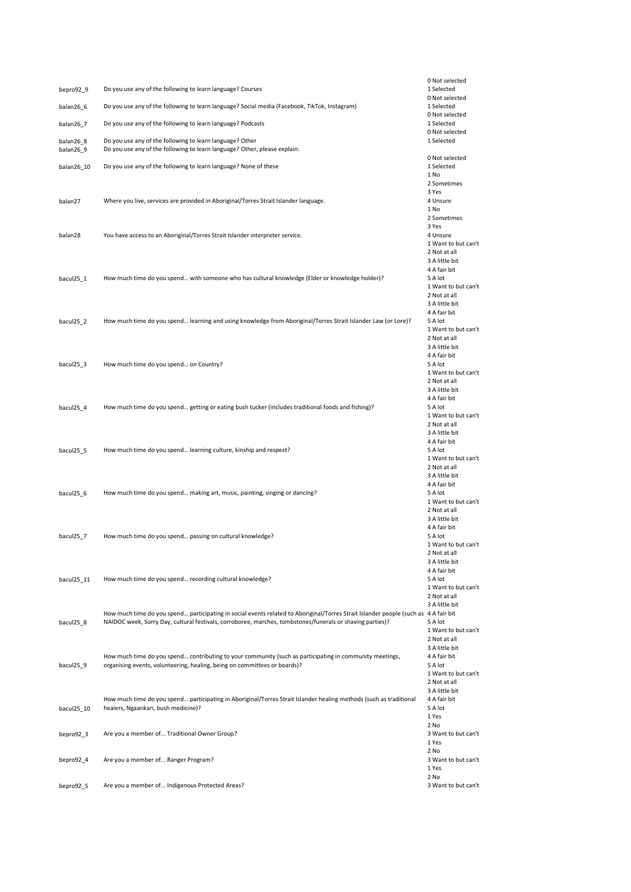| Variable | Question | Values |
|---|---|---|
| bepro92_9 | Do you use any of the following to learn language? Courses | 0 Not selected<br>1 Selected |
| balan26_6 | Do you use any of the following to learn language? Social media (Facebook, TikTok, Instagram) | 0 Not selected<br>1 Selected |
| balan26_7 | Do you use any of the following to learn language? Podcasts | 0 Not selected<br>1 Selected |
| balan26_8 | Do you use any of the following to learn language? Other | 0 Not selected<br>1 Selected |
| balan26_9 | Do you use any of the following to learn language? Other, please explain: | |
| balan26_10 | Do you use any of the following to learn language? None of these | 0 Not selected<br>1 Selected |
| balan27 | Where you live, services are provided in Aboriginal/Torres Strait Islander language. | 1 No<br>2 Sometimes<br>3 Yes<br>4 Unsure |
| balan28 | You have access to an Aboriginal/Torres Strait Islander interpreter service. | 1 No<br>2 Sometimes<br>3 Yes<br>4 Unsure |
| bacul25_1 | How much time do you spend... with someone who has cultural knowledge (Elder or knowledge holder)? | 1 Want to but can't<br>2 Not at all<br>3 A little bit<br>4 A fair bit<br>5 A lot |
| bacul25_2 | How much time do you spend... learning and using knowledge from Aboriginal/Torres Strait Islander Law (or Lore)? | 1 Want to but can't<br>2 Not at all<br>3 A little bit<br>4 A fair bit<br>5 A lot |
| bacul25_3 | How much time do you spend... on Country? | 1 Want to but can't<br>2 Not at all<br>3 A little bit<br>4 A fair bit<br>5 A lot |
| bacul25_4 | How much time do you spend... getting or eating bush tucker (includes traditional foods and fishing)? | 1 Want to but can't<br>2 Not at all<br>3 A little bit<br>4 A fair bit<br>5 A lot |
| bacul25_5 | How much time do you spend... learning culture, kinship and respect? | 1 Want to but can't<br>2 Not at all<br>3 A little bit<br>4 A fair bit<br>5 A lot |
| bacul25_6 | How much time do you spend... making art, music, painting, singing or dancing? | 1 Want to but can't<br>2 Not at all<br>3 A little bit<br>4 A fair bit<br>5 A lot |
| bacul25_7 | How much time do you spend... passing on cultural knowledge? | 1 Want to but can't<br>2 Not at all<br>3 A little bit<br>4 A fair bit<br>5 A lot |
| bacul25_11 | How much time do you spend... recording cultural knowledge? | 1 Want to but can't<br>2 Not at all<br>3 A little bit<br>4 A fair bit<br>5 A lot |
| bacul25_8 | How much time do you spend... participating in social events related to Aboriginal/Torres Strait Islander people (such as NAIDOC week, Sorry Day, cultural festivals, corroboree, marches, tombstones/funerals or shaving parties)? | 1 Want to but can't<br>2 Not at all<br>3 A little bit<br>4 A fair bit<br>5 A lot |
| bacul25_9 | How much time do you spend... contributing to your community (such as participating in community meetings, organising events, volunteering, healing, being on committees or boards)? | 1 Want to but can't<br>2 Not at all<br>3 A little bit<br>4 A fair bit<br>5 A lot |
| bacul25_10 | How much time do you spend... participating in Aboriginal/Torres Strait Islander healing methods (such as traditional healers, Ngaankari, bush medicine)? | 1 Want to but can't<br>2 Not at all<br>3 A little bit<br>4 A fair bit<br>5 A lot |
| bepro92_3 | Are you a member of... Traditional Owner Group? | 1 Yes<br>2 No<br>3 Want to but can't |
| bepro92_4 | Are you a member of... Ranger Program? | 1 Yes<br>2 No<br>3 Want to but can't |
| bepro92_5 | Are you a member of... Indigenous Protected Areas? | 1 Yes<br>2 No<br>3 Want to but can't |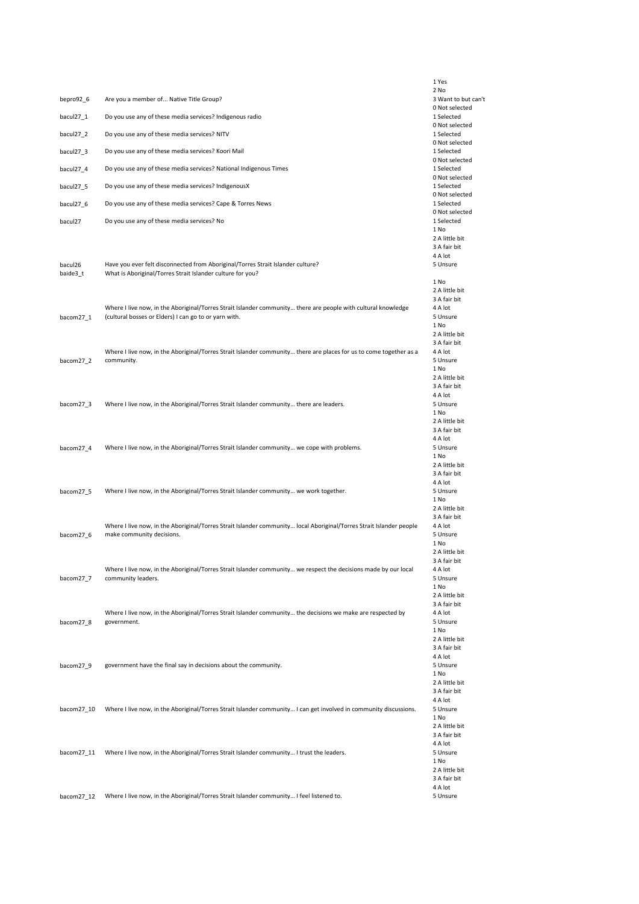| Variable | Question | Values |
|---|---|---|
| bepro92_6 | Are you a member of... Native Title Group? | 1 Yes<br>2 No<br>3 Want to but can't |
| bacul27_1 | Do you use any of these media services? Indigenous radio | 0 Not selected<br>1 Selected |
| bacul27_2 | Do you use any of these media services? NITV | 0 Not selected<br>1 Selected |
| bacul27_3 | Do you use any of these media services? Koori Mail | 0 Not selected<br>1 Selected |
| bacul27_4 | Do you use any of these media services? National Indigenous Times | 0 Not selected<br>1 Selected |
| bacul27_5 | Do you use any of these media services? IndigenousX | 0 Not selected<br>1 Selected |
| bacul27_6 | Do you use any of these media services? Cape & Torres News | 0 Not selected<br>1 Selected |
| bacul27 | Do you use any of these media services? No | 0 Not selected<br>1 Selected |
| bacul26 | Have you ever felt disconnected from Aboriginal/Torres Strait Islander culture? | 1 No<br>2 A little bit<br>3 A fair bit<br>4 A lot<br>5 Unsure |
| baide3_t | What is Aboriginal/Torres Strait Islander culture for you? | |
| bacom27_1 | Where I live now, in the Aboriginal/Torres Strait Islander community… there are people with cultural knowledge (cultural bosses or Elders) I can go to or yarn with. | 1 No<br>2 A little bit<br>3 A fair bit<br>4 A lot<br>5 Unsure |
| bacom27_2 | Where I live now, in the Aboriginal/Torres Strait Islander community… there are places for us to come together as a community. | 1 No<br>2 A little bit<br>3 A fair bit<br>4 A lot<br>5 Unsure |
| bacom27_3 | Where I live now, in the Aboriginal/Torres Strait Islander community… there are leaders. | 1 No<br>2 A little bit<br>3 A fair bit<br>4 A lot<br>5 Unsure |
| bacom27_4 | Where I live now, in the Aboriginal/Torres Strait Islander community… we cope with problems. | 1 No<br>2 A little bit<br>3 A fair bit<br>4 A lot<br>5 Unsure |
| bacom27_5 | Where I live now, in the Aboriginal/Torres Strait Islander community… we work together. | 1 No<br>2 A little bit<br>3 A fair bit<br>4 A lot<br>5 Unsure |
| bacom27_6 | Where I live now, in the Aboriginal/Torres Strait Islander community… local Aboriginal/Torres Strait Islander people make community decisions. | 1 No<br>2 A little bit<br>3 A fair bit<br>4 A lot<br>5 Unsure |
| bacom27_7 | Where I live now, in the Aboriginal/Torres Strait Islander community… we respect the decisions made by our local community leaders. | 1 No<br>2 A little bit<br>3 A fair bit<br>4 A lot<br>5 Unsure |
| bacom27_8 | Where I live now, in the Aboriginal/Torres Strait Islander community… the decisions we make are respected by government. | 1 No<br>2 A little bit<br>3 A fair bit<br>4 A lot<br>5 Unsure |
| bacom27_9 | government have the final say in decisions about the community. | 1 No<br>2 A little bit<br>3 A fair bit<br>4 A lot<br>5 Unsure |
| bacom27_10 | Where I live now, in the Aboriginal/Torres Strait Islander community… I can get involved in community discussions. | 1 No<br>2 A little bit<br>3 A fair bit<br>4 A lot<br>5 Unsure |
| bacom27_11 | Where I live now, in the Aboriginal/Torres Strait Islander community… I trust the leaders. | 1 No<br>2 A little bit<br>3 A fair bit<br>4 A lot<br>5 Unsure |
| bacom27_12 | Where I live now, in the Aboriginal/Torres Strait Islander community… I feel listened to. | 1 No<br>2 A little bit<br>3 A fair bit<br>4 A lot<br>5 Unsure |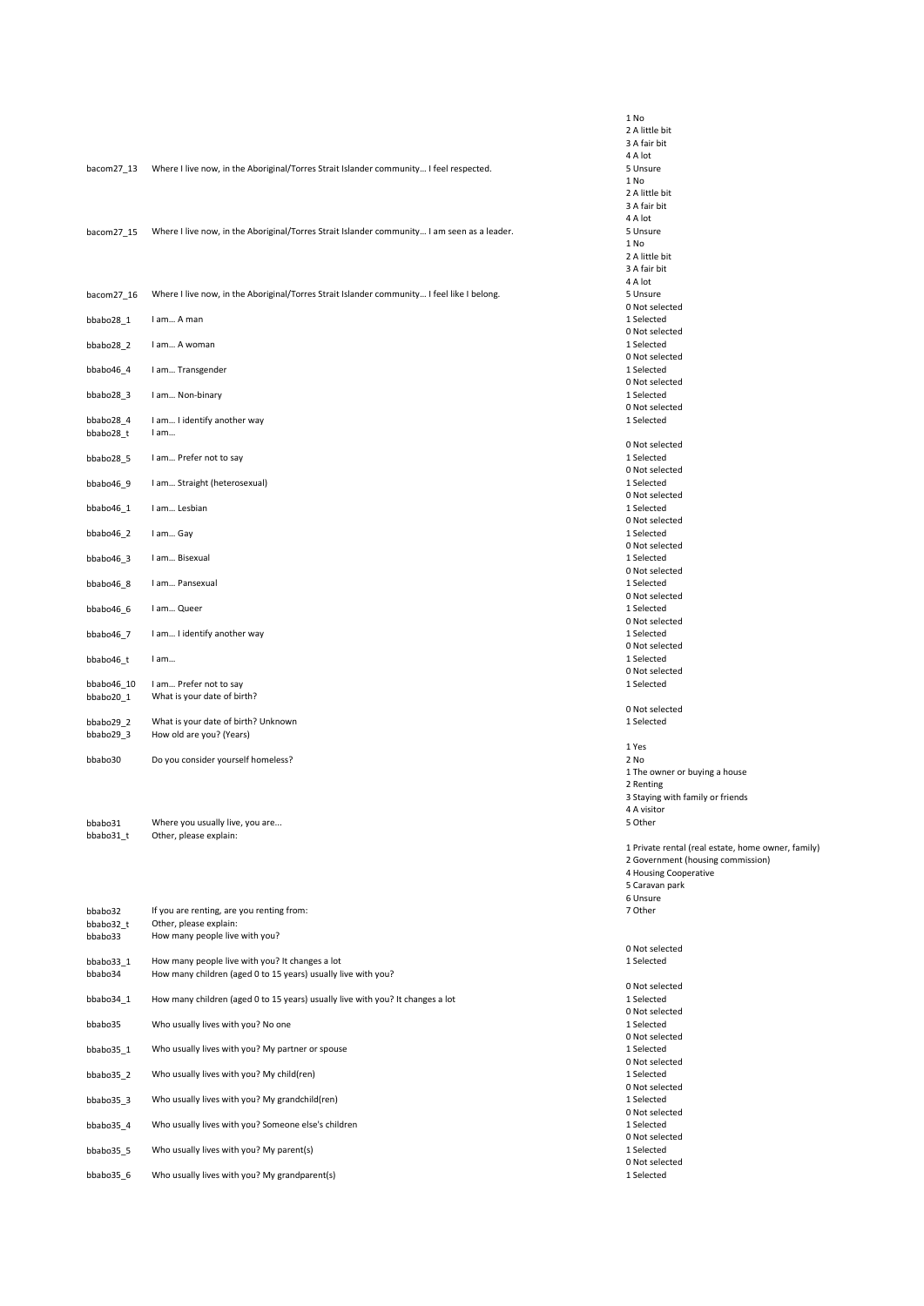| Variable | Question | Values |
|---|---|---|
| bacom27_13 | Where I live now, in the Aboriginal/Torres Strait Islander community… I feel respected. | 1 No<br>2 A little bit<br>3 A fair bit<br>4 A lot<br>5 Unsure |
| bacom27_15 | Where I live now, in the Aboriginal/Torres Strait Islander community… I am seen as a leader. | 1 No<br>2 A little bit<br>3 A fair bit<br>4 A lot<br>5 Unsure |
| bacom27_16 | Where I live now, in the Aboriginal/Torres Strait Islander community… I feel like I belong. | 1 No<br>2 A little bit<br>3 A fair bit<br>4 A lot<br>5 Unsure |
| bbabo28_1 | I am… A man | 0 Not selected<br>1 Selected |
| bbabo28_2 | I am… A woman | 0 Not selected<br>1 Selected |
| bbabo46_4 | I am… Transgender | 0 Not selected<br>1 Selected |
| bbabo28_3 | I am… Non-binary | 0 Not selected<br>1 Selected |
| bbabo28_4 | I am… I identify another way | 0 Not selected<br>1 Selected |
| bbabo28_t | I am… | |
| bbabo28_5 | I am… Prefer not to say | 0 Not selected<br>1 Selected |
| bbabo46_9 | I am… Straight (heterosexual) | 0 Not selected<br>1 Selected |
| bbabo46_1 | I am… Lesbian | 0 Not selected<br>1 Selected |
| bbabo46_2 | I am… Gay | 0 Not selected<br>1 Selected |
| bbabo46_3 | I am… Bisexual | 0 Not selected<br>1 Selected |
| bbabo46_8 | I am… Pansexual | 0 Not selected<br>1 Selected |
| bbabo46_6 | I am… Queer | 0 Not selected<br>1 Selected |
| bbabo46_7 | I am… I identify another way | 0 Not selected<br>1 Selected |
| bbabo46_t | I am… | 0 Not selected<br>1 Selected |
| bbabo46_10 | I am… Prefer not to say | 0 Not selected<br>1 Selected |
| bbabo20_1 | What is your date of birth? | |
| bbabo29_2 | What is your date of birth? Unknown | 0 Not selected<br>1 Selected |
| bbabo29_3 | How old are you? (Years) | |
| bbabo30 | Do you consider yourself homeless? | 1 Yes<br>2 No |
| bbabo31 | Where you usually live, you are… | 1 The owner or buying a house<br>2 Renting<br>3 Staying with family or friends<br>4 A visitor<br>5 Other |
| bbabo31_t | Other, please explain: | |
| bbabo32 | If you are renting, are you renting from: | 1 Private rental (real estate, home owner, family)<br>2 Government (housing commission)<br>4 Housing Cooperative<br>5 Caravan park<br>6 Unsure<br>7 Other |
| bbabo32_t | Other, please explain: | |
| bbabo33 | How many people live with you? | |
| bbabo33_1 | How many people live with you? It changes a lot | 0 Not selected<br>1 Selected |
| bbabo34 | How many children (aged 0 to 15 years) usually live with you? | |
| bbabo34_1 | How many children (aged 0 to 15 years) usually live with you? It changes a lot | 0 Not selected<br>1 Selected |
| bbabo35 | Who usually lives with you? No one | 0 Not selected<br>1 Selected |
| bbabo35_1 | Who usually lives with you? My partner or spouse | 0 Not selected<br>1 Selected |
| bbabo35_2 | Who usually lives with you? My child(ren) | 0 Not selected<br>1 Selected |
| bbabo35_3 | Who usually lives with you? My grandchild(ren) | 0 Not selected<br>1 Selected |
| bbabo35_4 | Who usually lives with you? Someone else's children | 0 Not selected<br>1 Selected |
| bbabo35_5 | Who usually lives with you? My parent(s) | 0 Not selected<br>1 Selected |
| bbabo35_6 | Who usually lives with you? My grandparent(s) | 0 Not selected<br>1 Selected |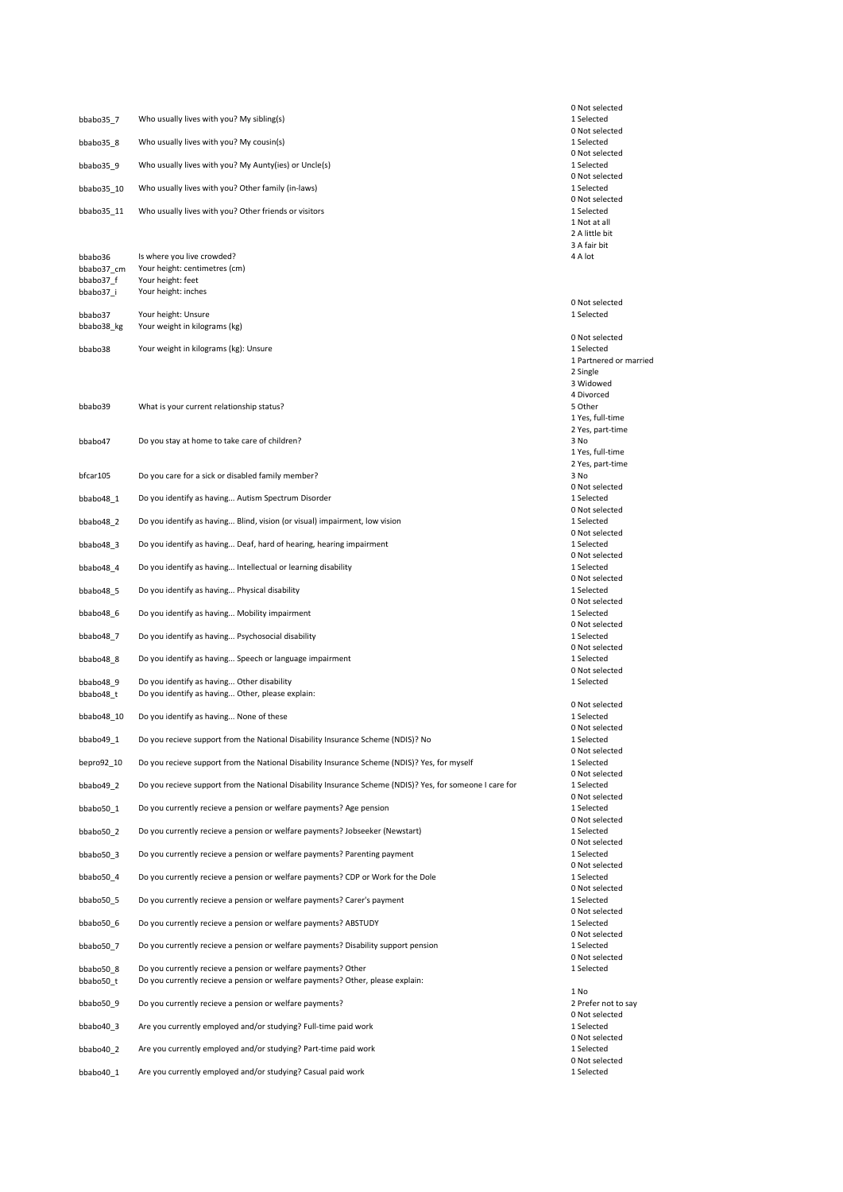| Variable | Question | Values |
|---|---|---|
| bbabo35_7 | Who usually lives with you? My sibling(s) | 0 Not selected<br>1 Selected |
| bbabo35_8 | Who usually lives with you? My cousin(s) | 0 Not selected<br>1 Selected |
| bbabo35_9 | Who usually lives with you? My Aunty(ies) or Uncle(s) | 0 Not selected<br>1 Selected |
| bbabo35_10 | Who usually lives with you? Other family (in-laws) | 0 Not selected<br>1 Selected |
| bbabo35_11 | Who usually lives with you? Other friends or visitors | 0 Not selected<br>1 Selected |
| bbabo36 | Is where you live crowded? | 1 Not at all<br>2 A little bit<br>3 A fair bit<br>4 A lot |
| bbabo37_cm | Your height: centimetres (cm) | |
| bbabo37_f | Your height: feet | |
| bbabo37_i | Your height: inches | |
| bbabo37 | Your height: Unsure | 0 Not selected<br>1 Selected |
| bbabo38_kg | Your weight in kilograms (kg) | |
| bbabo38 | Your weight in kilograms (kg): Unsure | 0 Not selected<br>1 Selected |
| bbabo39 | What is your current relationship status? | 1 Partnered or married<br>2 Single<br>3 Widowed<br>4 Divorced<br>5 Other |
| bbabo47 | Do you stay at home to take care of children? | 1 Yes, full-time<br>2 Yes, part-time<br>3 No |
| bfcar105 | Do you care for a sick or disabled family member? | 1 Yes, full-time<br>2 Yes, part-time<br>3 No |
| bbabo48_1 | Do you identify as having... Autism Spectrum Disorder | 0 Not selected<br>1 Selected |
| bbabo48_2 | Do you identify as having... Blind, vision (or visual) impairment, low vision | 0 Not selected<br>1 Selected |
| bbabo48_3 | Do you identify as having... Deaf, hard of hearing, hearing impairment | 0 Not selected<br>1 Selected |
| bbabo48_4 | Do you identify as having... Intellectual or learning disability | 0 Not selected<br>1 Selected |
| bbabo48_5 | Do you identify as having... Physical disability | 0 Not selected<br>1 Selected |
| bbabo48_6 | Do you identify as having... Mobility impairment | 0 Not selected<br>1 Selected |
| bbabo48_7 | Do you identify as having... Psychosocial disability | 0 Not selected<br>1 Selected |
| bbabo48_8 | Do you identify as having... Speech or language impairment | 0 Not selected<br>1 Selected |
| bbabo48_9 | Do you identify as having... Other disability | 0 Not selected<br>1 Selected |
| bbabo48_t | Do you identify as having... Other, please explain: | |
| bbabo48_10 | Do you identify as having... None of these | 0 Not selected<br>1 Selected |
| bbabo49_1 | Do you recieve support from the National Disability Insurance Scheme (NDIS)? No | 0 Not selected<br>1 Selected |
| bepro92_10 | Do you recieve support from the National Disability Insurance Scheme (NDIS)? Yes, for myself | 0 Not selected<br>1 Selected |
| bbabo49_2 | Do you recieve support from the National Disability Insurance Scheme (NDIS)? Yes, for someone I care for | 0 Not selected<br>1 Selected |
| bbabo50_1 | Do you currently recieve a pension or welfare payments? Age pension | 0 Not selected<br>1 Selected |
| bbabo50_2 | Do you currently recieve a pension or welfare payments? Jobseeker (Newstart) | 0 Not selected<br>1 Selected |
| bbabo50_3 | Do you currently recieve a pension or welfare payments? Parenting payment | 0 Not selected<br>1 Selected |
| bbabo50_4 | Do you currently recieve a pension or welfare payments? CDP or Work for the Dole | 0 Not selected<br>1 Selected |
| bbabo50_5 | Do you currently recieve a pension or welfare payments? Carer's payment | 0 Not selected<br>1 Selected |
| bbabo50_6 | Do you currently recieve a pension or welfare payments? ABSTUDY | 0 Not selected<br>1 Selected |
| bbabo50_7 | Do you currently recieve a pension or welfare payments? Disability support pension | 0 Not selected<br>1 Selected |
| bbabo50_8 | Do you currently recieve a pension or welfare payments? Other | 0 Not selected<br>1 Selected |
| bbabo50_t | Do you currently recieve a pension or welfare payments? Other, please explain: | |
| bbabo50_9 | Do you currently recieve a pension or welfare payments? | 1 No<br>2 Prefer not to say |
| bbabo40_3 | Are you currently employed and/or studying? Full-time paid work | 0 Not selected<br>1 Selected |
| bbabo40_2 | Are you currently employed and/or studying? Part-time paid work | 0 Not selected<br>1 Selected |
| bbabo40_1 | Are you currently employed and/or studying? Casual paid work | 0 Not selected<br>1 Selected |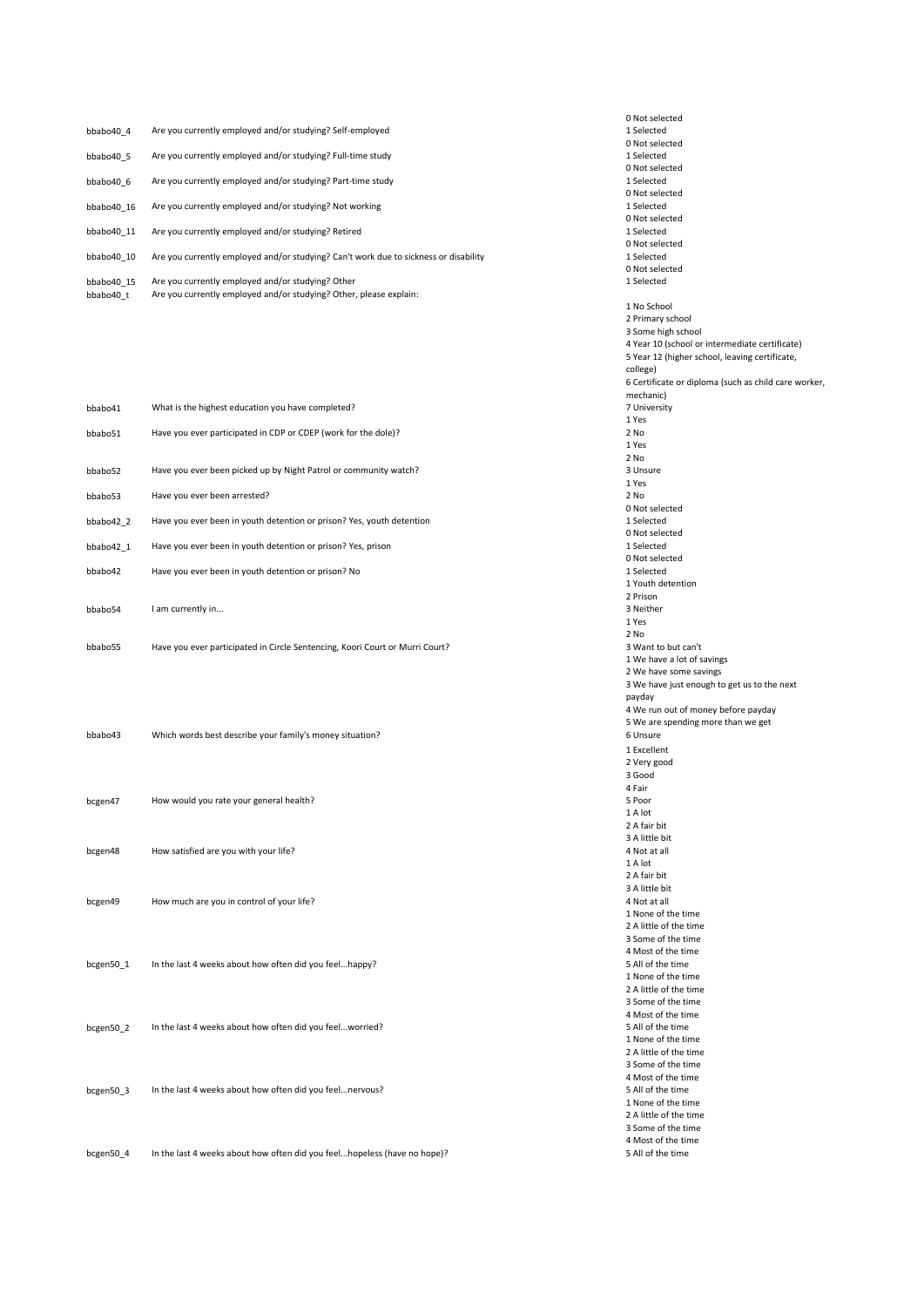| Variable | Question | Values |
|---|---|---|
| bbabo40_4 | Are you currently employed and/or studying? Self-employed | 0 Not selected<br>1 Selected |
| bbabo40_5 | Are you currently employed and/or studying? Full-time study | 0 Not selected<br>1 Selected |
| bbabo40_6 | Are you currently employed and/or studying? Part-time study | 0 Not selected<br>1 Selected |
| bbabo40_16 | Are you currently employed and/or studying? Not working | 0 Not selected<br>1 Selected |
| bbabo40_11 | Are you currently employed and/or studying? Retired | 0 Not selected<br>1 Selected |
| bbabo40_10 | Are you currently employed and/or studying? Can't work due to sickness or disability | 0 Not selected<br>1 Selected |
| bbabo40_15 | Are you currently employed and/or studying? Other | 0 Not selected<br>1 Selected |
| bbabo40_t | Are you currently employed and/or studying? Other, please explain: | |
| bbabo41 | What is the highest education you have completed? | 1 No School<br>2 Primary school<br>3 Some high school<br>4 Year 10 (school or intermediate certificate)<br>5 Year 12 (higher school, leaving certificate, college)<br>6 Certificate or diploma (such as child care worker, mechanic)<br>7 University |
| bbabo51 | Have you ever participated in CDP or CDEP (work for the dole)? | 1 Yes<br>2 No |
| bbabo52 | Have you ever been picked up by Night Patrol or community watch? | 1 Yes<br>2 No<br>3 Unsure |
| bbabo53 | Have you ever been arrested? | 1 Yes<br>2 No |
| bbabo42_2 | Have you ever been in youth detention or prison? Yes, youth detention | 0 Not selected<br>1 Selected |
| bbabo42_1 | Have you ever been in youth detention or prison? Yes, prison | 0 Not selected<br>1 Selected |
| bbabo42 | Have you ever been in youth detention or prison? No | 0 Not selected<br>1 Selected |
| bbabo54 | I am currently in... | 1 Youth detention<br>2 Prison<br>3 Neither |
| bbabo55 | Have you ever participated in Circle Sentencing, Koori Court or Murri Court? | 1 Yes<br>2 No<br>3 Want to but can't |
| bbabo43 | Which words best describe your family's money situation? | 1 We have a lot of savings<br>2 We have some savings<br>3 We have just enough to get us to the next payday<br>4 We run out of money before payday<br>5 We are spending more than we get<br>6 Unsure |
| bcgen47 | How would you rate your general health? | 1 Excellent<br>2 Very good<br>3 Good<br>4 Fair<br>5 Poor |
| bcgen48 | How satisfied are you with your life? | 1 A lot<br>2 A fair bit<br>3 A little bit<br>4 Not at all |
| bcgen49 | How much are you in control of your life? | 1 A lot<br>2 A fair bit<br>3 A little bit<br>4 Not at all |
| bcgen50_1 | In the last 4 weeks about how often did you feel...happy? | 1 None of the time<br>2 A little of the time<br>3 Some of the time<br>4 Most of the time<br>5 All of the time |
| bcgen50_2 | In the last 4 weeks about how often did you feel...worried? | 1 None of the time<br>2 A little of the time<br>3 Some of the time<br>4 Most of the time<br>5 All of the time |
| bcgen50_3 | In the last 4 weeks about how often did you feel...nervous? | 1 None of the time<br>2 A little of the time<br>3 Some of the time<br>4 Most of the time<br>5 All of the time |
| bcgen50_4 | In the last 4 weeks about how often did you feel...hopeless (have no hope)? | 1 None of the time<br>2 A little of the time<br>3 Some of the time<br>4 Most of the time<br>5 All of the time |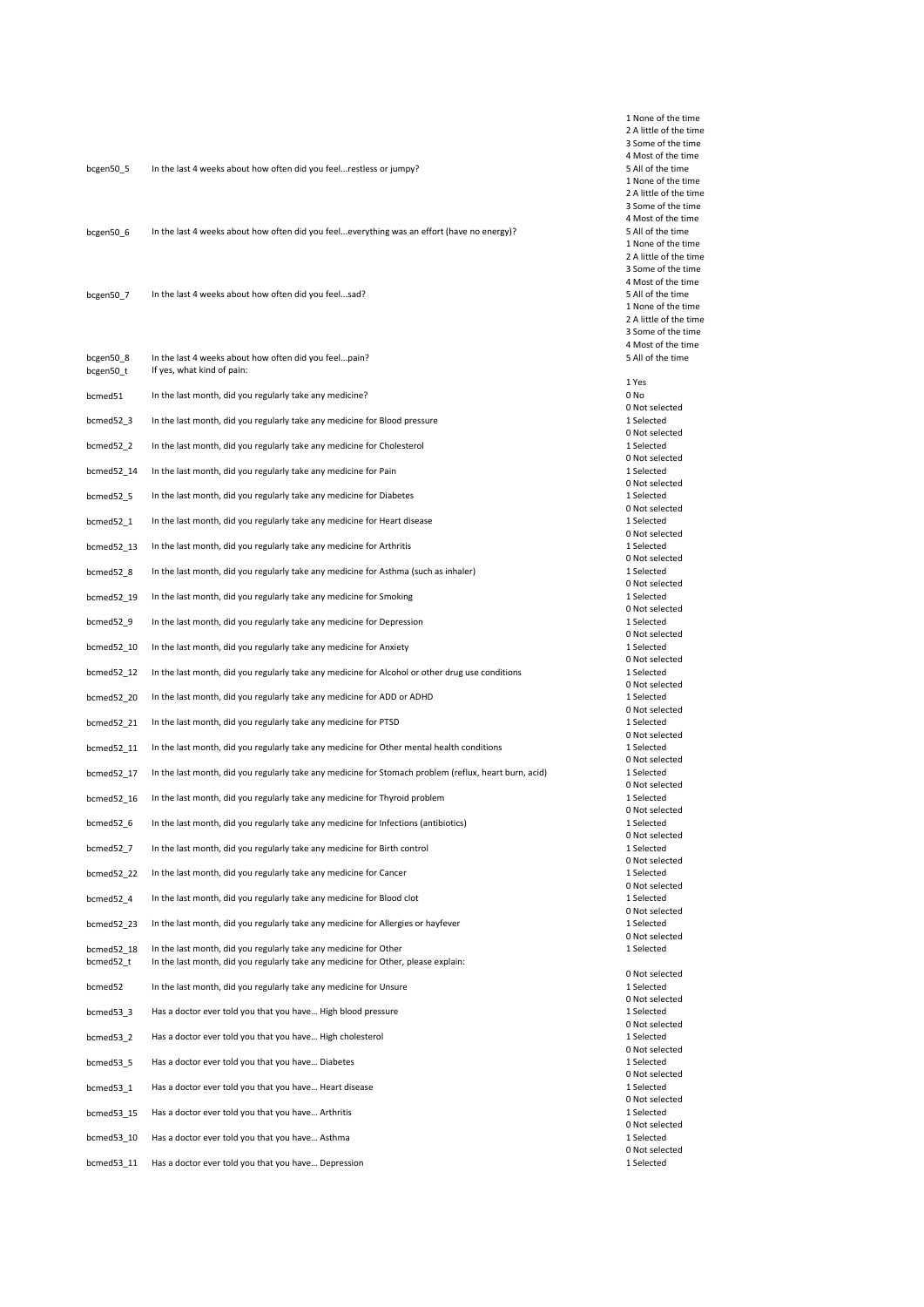| Variable | Question | Values |
|---|---|---|
| bcgen50_5 | In the last 4 weeks about how often did you feel...restless or jumpy? | 1 None of the time<br>2 A little of the time<br>3 Some of the time<br>4 Most of the time<br>5 All of the time |
| bcgen50_6 | In the last 4 weeks about how often did you feel...everything was an effort (have no energy)? | 1 None of the time<br>2 A little of the time<br>3 Some of the time<br>4 Most of the time<br>5 All of the time |
| bcgen50_7 | In the last 4 weeks about how often did you feel...sad? | 1 None of the time<br>2 A little of the time<br>3 Some of the time<br>4 Most of the time<br>5 All of the time |
| bcgen50_8 | In the last 4 weeks about how often did you feel...pain? | 1 None of the time<br>2 A little of the time<br>3 Some of the time<br>4 Most of the time<br>5 All of the time |
| bcgen50_t | If yes, what kind of pain: | |
| bcmed51 | In the last month, did you regularly take any medicine? | 1 Yes<br>0 No |
| bcmed52_3 | In the last month, did you regularly take any medicine for Blood pressure | 0 Not selected<br>1 Selected |
| bcmed52_2 | In the last month, did you regularly take any medicine for Cholesterol | 0 Not selected<br>1 Selected |
| bcmed52_14 | In the last month, did you regularly take any medicine for Pain | 0 Not selected<br>1 Selected |
| bcmed52_5 | In the last month, did you regularly take any medicine for Diabetes | 0 Not selected<br>1 Selected |
| bcmed52_1 | In the last month, did you regularly take any medicine for Heart disease | 0 Not selected<br>1 Selected |
| bcmed52_13 | In the last month, did you regularly take any medicine for Arthritis | 0 Not selected<br>1 Selected |
| bcmed52_8 | In the last month, did you regularly take any medicine for Asthma (such as inhaler) | 0 Not selected<br>1 Selected |
| bcmed52_19 | In the last month, did you regularly take any medicine for Smoking | 0 Not selected<br>1 Selected |
| bcmed52_9 | In the last month, did you regularly take any medicine for Depression | 0 Not selected<br>1 Selected |
| bcmed52_10 | In the last month, did you regularly take any medicine for Anxiety | 0 Not selected<br>1 Selected |
| bcmed52_12 | In the last month, did you regularly take any medicine for Alcohol or other drug use conditions | 0 Not selected<br>1 Selected |
| bcmed52_20 | In the last month, did you regularly take any medicine for ADD or ADHD | 0 Not selected<br>1 Selected |
| bcmed52_21 | In the last month, did you regularly take any medicine for PTSD | 0 Not selected<br>1 Selected |
| bcmed52_11 | In the last month, did you regularly take any medicine for Other mental health conditions | 0 Not selected<br>1 Selected |
| bcmed52_17 | In the last month, did you regularly take any medicine for Stomach problem (reflux, heart burn, acid) | 0 Not selected<br>1 Selected |
| bcmed52_16 | In the last month, did you regularly take any medicine for Thyroid problem | 0 Not selected<br>1 Selected |
| bcmed52_6 | In the last month, did you regularly take any medicine for Infections (antibiotics) | 0 Not selected<br>1 Selected |
| bcmed52_7 | In the last month, did you regularly take any medicine for Birth control | 0 Not selected<br>1 Selected |
| bcmed52_22 | In the last month, did you regularly take any medicine for Cancer | 0 Not selected<br>1 Selected |
| bcmed52_4 | In the last month, did you regularly take any medicine for Blood clot | 0 Not selected<br>1 Selected |
| bcmed52_23 | In the last month, did you regularly take any medicine for Allergies or hayfever | 0 Not selected<br>1 Selected |
| bcmed52_18 | In the last month, did you regularly take any medicine for Other | 0 Not selected<br>1 Selected |
| bcmed52_t | In the last month, did you regularly take any medicine for Other, please explain: | |
| bcmed52 | In the last month, did you regularly take any medicine for Unsure | 0 Not selected<br>1 Selected |
| bcmed53_3 | Has a doctor ever told you that you have… High blood pressure | 0 Not selected<br>1 Selected |
| bcmed53_2 | Has a doctor ever told you that you have… High cholesterol | 0 Not selected<br>1 Selected |
| bcmed53_5 | Has a doctor ever told you that you have… Diabetes | 0 Not selected<br>1 Selected |
| bcmed53_1 | Has a doctor ever told you that you have… Heart disease | 0 Not selected<br>1 Selected |
| bcmed53_15 | Has a doctor ever told you that you have… Arthritis | 0 Not selected<br>1 Selected |
| bcmed53_10 | Has a doctor ever told you that you have… Asthma | 0 Not selected<br>1 Selected |
| bcmed53_11 | Has a doctor ever told you that you have… Depression | 0 Not selected<br>1 Selected |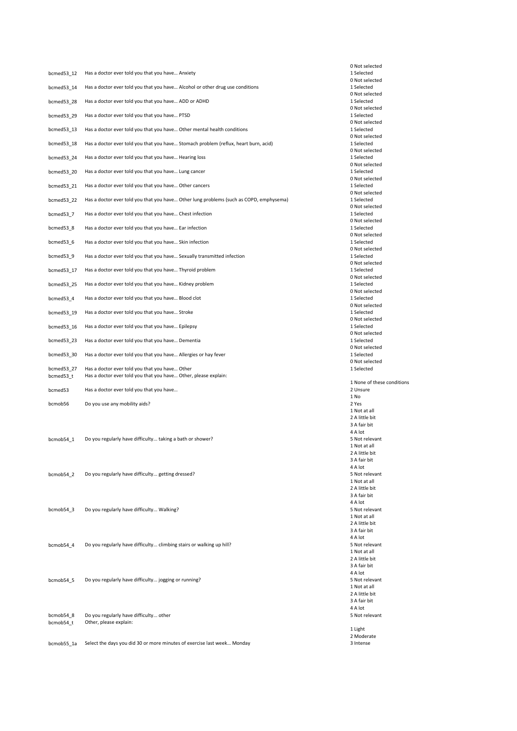| Variable | Question | Values |
|---|---|---|
| bcmed53_12 | Has a doctor ever told you that you have… Anxiety | 0 Not selected<br>1 Selected |
| bcmed53_14 | Has a doctor ever told you that you have… Alcohol or other drug use conditions | 0 Not selected<br>1 Selected |
| bcmed53_28 | Has a doctor ever told you that you have… ADD or ADHD | 0 Not selected<br>1 Selected |
| bcmed53_29 | Has a doctor ever told you that you have… PTSD | 0 Not selected<br>1 Selected |
| bcmed53_13 | Has a doctor ever told you that you have… Other mental health conditions | 0 Not selected<br>1 Selected |
| bcmed53_18 | Has a doctor ever told you that you have… Stomach problem (reflux, heart burn, acid) | 0 Not selected<br>1 Selected |
| bcmed53_24 | Has a doctor ever told you that you have… Hearing loss | 0 Not selected<br>1 Selected |
| bcmed53_20 | Has a doctor ever told you that you have… Lung cancer | 0 Not selected<br>1 Selected |
| bcmed53_21 | Has a doctor ever told you that you have… Other cancers | 0 Not selected<br>1 Selected |
| bcmed53_22 | Has a doctor ever told you that you have… Other lung problems (such as COPD, emphysema) | 0 Not selected<br>1 Selected |
| bcmed53_7 | Has a doctor ever told you that you have… Chest infection | 0 Not selected<br>1 Selected |
| bcmed53_8 | Has a doctor ever told you that you have… Ear infection | 0 Not selected<br>1 Selected |
| bcmed53_6 | Has a doctor ever told you that you have… Skin infection | 0 Not selected<br>1 Selected |
| bcmed53_9 | Has a doctor ever told you that you have… Sexually transmitted infection | 0 Not selected<br>1 Selected |
| bcmed53_17 | Has a doctor ever told you that you have… Thyroid problem | 0 Not selected<br>1 Selected |
| bcmed53_25 | Has a doctor ever told you that you have… Kidney problem | 0 Not selected<br>1 Selected |
| bcmed53_4 | Has a doctor ever told you that you have… Blood clot | 0 Not selected<br>1 Selected |
| bcmed53_19 | Has a doctor ever told you that you have… Stroke | 0 Not selected<br>1 Selected |
| bcmed53_16 | Has a doctor ever told you that you have… Epilepsy | 0 Not selected<br>1 Selected |
| bcmed53_23 | Has a doctor ever told you that you have… Dementia | 0 Not selected<br>1 Selected |
| bcmed53_30 | Has a doctor ever told you that you have… Allergies or hay fever | 0 Not selected<br>1 Selected |
| bcmed53_27 | Has a doctor ever told you that you have… Other | 0 Not selected<br>1 Selected |
| bcmed53_t | Has a doctor ever told you that you have… Other, please explain: | |
| bcmed53 | Has a doctor ever told you that you have… | 1 None of these conditions<br>2 Unsure |
| bcmob56 | Do you use any mobility aids? | 1 No<br>2 Yes |
| bcmob54_1 | Do you regularly have difficulty… taking a bath or shower? | 1 Not at all<br>2 A little bit<br>3 A fair bit<br>4 A lot<br>5 Not relevant |
| bcmob54_2 | Do you regularly have difficulty… getting dressed? | 1 Not at all<br>2 A little bit<br>3 A fair bit<br>4 A lot<br>5 Not relevant |
| bcmob54_3 | Do you regularly have difficulty… Walking? | 1 Not at all<br>2 A little bit<br>3 A fair bit<br>4 A lot<br>5 Not relevant |
| bcmob54_4 | Do you regularly have difficulty… climbing stairs or walking up hill? | 1 Not at all<br>2 A little bit<br>3 A fair bit<br>4 A lot<br>5 Not relevant |
| bcmob54_5 | Do you regularly have difficulty… jogging or running? | 1 Not at all<br>2 A little bit<br>3 A fair bit<br>4 A lot<br>5 Not relevant |
| bcmob54_8 | Do you regularly have difficulty… other | 1 Not at all<br>2 A little bit<br>3 A fair bit<br>4 A lot<br>5 Not relevant |
| bcmob54_t | Other, please explain: | |
| bcmob55_1a | Select the days you did 30 or more minutes of exercise last week… Monday | 1 Light<br>2 Moderate<br>3 Intense |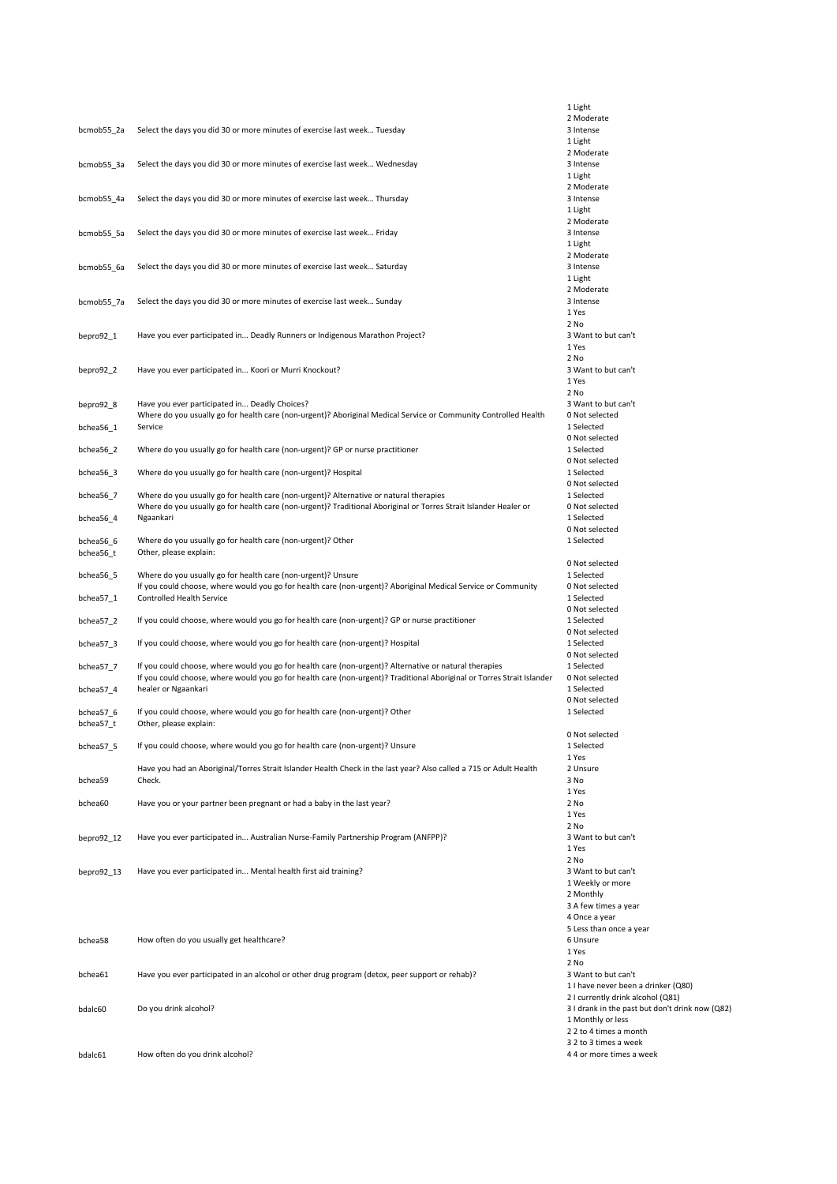| | | |
|---|---|---|
| bcmob55_2a | Select the days you did 30 or more minutes of exercise last week... Tuesday | 1 Light<br>2 Moderate<br>3 Intense |
| bcmob55_3a | Select the days you did 30 or more minutes of exercise last week... Wednesday | 1 Light<br>2 Moderate<br>3 Intense |
| bcmob55_4a | Select the days you did 30 or more minutes of exercise last week... Thursday | 1 Light<br>2 Moderate<br>3 Intense |
| bcmob55_5a | Select the days you did 30 or more minutes of exercise last week... Friday | 1 Light<br>2 Moderate<br>3 Intense |
| bcmob55_6a | Select the days you did 30 or more minutes of exercise last week... Saturday | 1 Light<br>2 Moderate<br>3 Intense |
| bcmob55_7a | Select the days you did 30 or more minutes of exercise last week... Sunday | 1 Light<br>2 Moderate<br>3 Intense |
| bepro92_1 | Have you ever participated in... Deadly Runners or Indigenous Marathon Project? | 1 Yes<br>2 No<br>3 Want to but can't |
| bepro92_2 | Have you ever participated in... Koori or Murri Knockout? | 1 Yes<br>2 No<br>3 Want to but can't |
| bepro92_8 | Have you ever participated in... Deadly Choices? | 1 Yes<br>2 No<br>3 Want to but can't |
| bchea56_1 | Where do you usually go for health care (non-urgent)? Aboriginal Medical Service or Community Controlled Health Service | 0 Not selected<br>1 Selected |
| bchea56_2 | Where do you usually go for health care (non-urgent)? GP or nurse practitioner | 0 Not selected<br>1 Selected |
| bchea56_3 | Where do you usually go for health care (non-urgent)? Hospital | 0 Not selected<br>1 Selected |
| bchea56_7 | Where do you usually go for health care (non-urgent)? Alternative or natural therapies | 0 Not selected<br>1 Selected |
| bchea56_4 | Where do you usually go for health care (non-urgent)? Traditional Aboriginal or Torres Strait Islander Healer or Ngaankari | 0 Not selected<br>1 Selected |
| bchea56_6 | Where do you usually go for health care (non-urgent)? Other | 0 Not selected<br>1 Selected |
| bchea56_t | Other, please explain: | |
| bchea56_5 | Where do you usually go for health care (non-urgent)? Unsure | 0 Not selected<br>1 Selected |
| bchea57_1 | If you could choose, where would you go for health care (non-urgent)? Aboriginal Medical Service or Community Controlled Health Service | 0 Not selected<br>1 Selected |
| bchea57_2 | If you could choose, where would you go for health care (non-urgent)? GP or nurse practitioner | 0 Not selected<br>1 Selected |
| bchea57_3 | If you could choose, where would you go for health care (non-urgent)? Hospital | 0 Not selected<br>1 Selected |
| bchea57_7 | If you could choose, where would you go for health care (non-urgent)? Alternative or natural therapies | 0 Not selected<br>1 Selected |
| bchea57_4 | If you could choose, where would you go for health care (non-urgent)? Traditional Aboriginal or Torres Strait Islander healer or Ngaankari | 0 Not selected<br>1 Selected |
| bchea57_6 | If you could choose, where would you go for health care (non-urgent)? Other | 0 Not selected<br>1 Selected |
| bchea57_t | Other, please explain: | |
| bchea57_5 | If you could choose, where would you go for health care (non-urgent)? Unsure | 0 Not selected<br>1 Selected |
| bchea59 | Have you had an Aboriginal/Torres Strait Islander Health Check in the last year? Also called a 715 or Adult Health Check. | 1 Yes<br>2 Unsure<br>3 No |
| bchea60 | Have you or your partner been pregnant or had a baby in the last year? | 1 Yes<br>2 No |
| bepro92_12 | Have you ever participated in... Australian Nurse-Family Partnership Program (ANFPP)? | 1 Yes<br>2 No<br>3 Want to but can't |
| bepro92_13 | Have you ever participated in... Mental health first aid training? | 1 Yes<br>2 No<br>3 Want to but can't |
| bchea58 | How often do you usually get healthcare? | 1 Weekly or more<br>2 Monthly<br>3 A few times a year<br>4 Once a year<br>5 Less than once a year<br>6 Unsure |
| bchea61 | Have you ever participated in an alcohol or other drug program (detox, peer support or rehab)? | 1 Yes<br>2 No<br>3 Want to but can't |
| bdalc60 | Do you drink alcohol? | 1 I have never been a drinker (Q80)<br>2 I currently drink alcohol (Q81)<br>3 I drank in the past but don't drink now (Q82) |
| bdalc61 | How often do you drink alcohol? | 1 Monthly or less<br>2 2 to 4 times a month<br>3 2 to 3 times a week<br>4 4 or more times a week |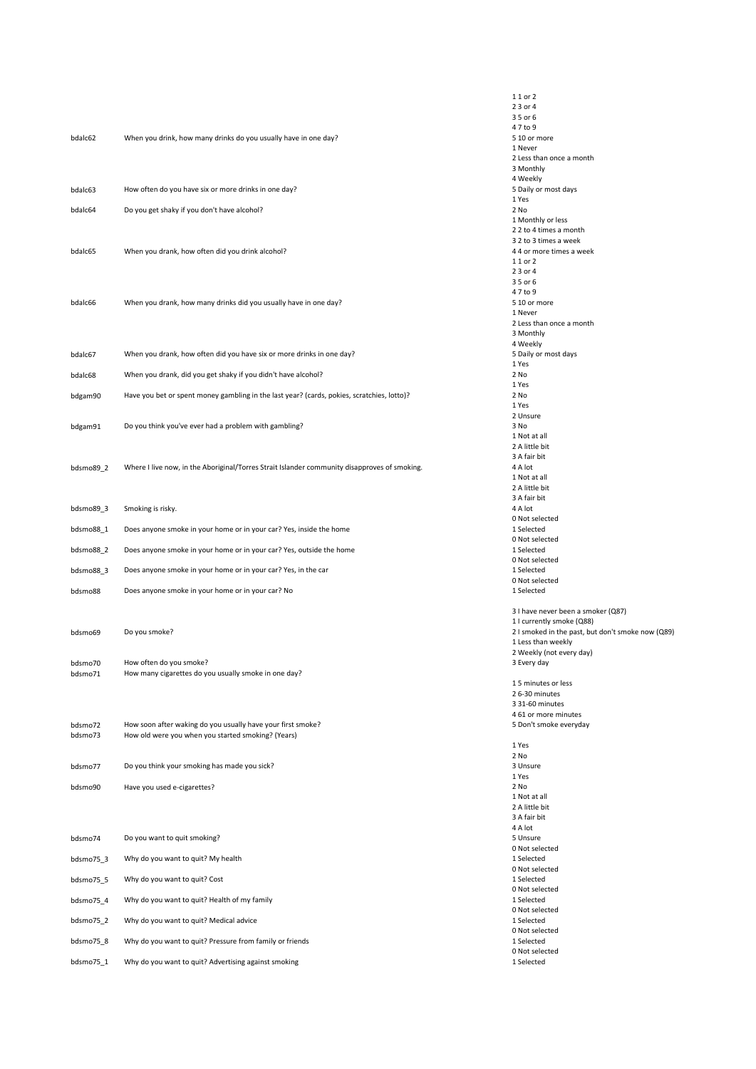| Variable | Question | Values |
|---|---|---|
| bdalc62 | When you drink, how many drinks do you usually have in one day? | 1 1 or 2<br>2 3 or 4<br>3 5 or 6<br>4 7 to 9<br>5 10 or more |
| bdalc63 | How often do you have six or more drinks in one day? | 1 Never<br>2 Less than once a month<br>3 Monthly<br>4 Weekly<br>5 Daily or most days |
| bdalc64 | Do you get shaky if you don't have alcohol? | 1 Yes<br>2 No |
| bdalc65 | When you drank, how often did you drink alcohol? | 1 Monthly or less<br>2 2 to 4 times a month<br>3 2 to 3 times a week<br>4 4 or more times a week |
| bdalc66 | When you drank, how many drinks did you usually have in one day? | 1 1 or 2<br>2 3 or 4<br>3 5 or 6<br>4 7 to 9<br>5 10 or more |
| bdalc67 | When you drank, how often did you have six or more drinks in one day? | 1 Never<br>2 Less than once a month<br>3 Monthly<br>4 Weekly<br>5 Daily or most days |
| bdalc68 | When you drank, did you get shaky if you didn't have alcohol? | 1 Yes<br>2 No |
| bdgam90 | Have you bet or spent money gambling in the last year? (cards, pokies, scratchies, lotto)? | 1 Yes<br>2 No |
| bdgam91 | Do you think you've ever had a problem with gambling? | 1 Yes<br>2 Unsure<br>3 No |
| bdsmo89_2 | Where I live now, in the Aboriginal/Torres Strait Islander community disapproves of smoking. | 1 Not at all<br>2 A little bit<br>3 A fair bit<br>4 A lot |
| bdsmo89_3 | Smoking is risky. | 1 Not at all<br>2 A little bit<br>3 A fair bit<br>4 A lot |
| bdsmo88_1 | Does anyone smoke in your home or in your car? Yes, inside the home | 0 Not selected<br>1 Selected |
| bdsmo88_2 | Does anyone smoke in your home or in your car? Yes, outside the home | 0 Not selected<br>1 Selected |
| bdsmo88_3 | Does anyone smoke in your home or in your car? Yes, in the car | 0 Not selected<br>1 Selected |
| bdsmo88 | Does anyone smoke in your home or in your car? No | 0 Not selected<br>1 Selected |
| bdsmo69 | Do you smoke? | 3 I have never been a smoker (Q87)<br>1 I currently smoke (Q88)<br>2 I smoked in the past, but don't smoke now (Q89) |
| bdsmo70 | How often do you smoke? | 1 Less than weekly<br>2 Weekly (not every day)<br>3 Every day |
| bdsmo71 | How many cigarettes do you usually smoke in one day? | |
| bdsmo72 | How soon after waking do you usually have your first smoke? | 1 5 minutes or less<br>2 6-30 minutes<br>3 31-60 minutes<br>4 61 or more minutes<br>5 Don't smoke everyday |
| bdsmo73 | How old were you when you started smoking? (Years) | |
| bdsmo77 | Do you think your smoking has made you sick? | 1 Yes<br>2 No<br>3 Unsure |
| bdsmo90 | Have you used e-cigarettes? | 1 Yes<br>2 No |
| bdsmo74 | Do you want to quit smoking? | 1 Not at all<br>2 A little bit<br>3 A fair bit<br>4 A lot<br>5 Unsure |
| bdsmo75_3 | Why do you want to quit? My health | 0 Not selected<br>1 Selected |
| bdsmo75_5 | Why do you want to quit? Cost | 0 Not selected<br>1 Selected |
| bdsmo75_4 | Why do you want to quit? Health of my family | 0 Not selected<br>1 Selected |
| bdsmo75_2 | Why do you want to quit? Medical advice | 0 Not selected<br>1 Selected |
| bdsmo75_8 | Why do you want to quit? Pressure from family or friends | 0 Not selected<br>1 Selected |
| bdsmo75_1 | Why do you want to quit? Advertising against smoking | 0 Not selected<br>1 Selected |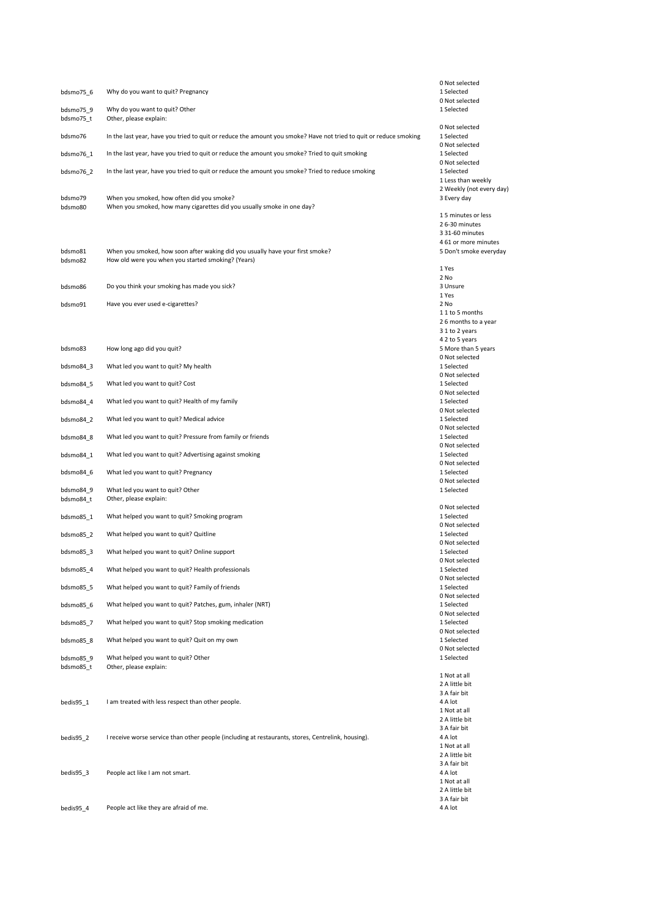| Variable | Question | Values |
|---|---|---|
| bdsmo75_6 | Why do you want to quit? Pregnancy | 0 Not selected<br>1 Selected |
| bdsmo75_9 | Why do you want to quit? Other | 0 Not selected<br>1 Selected |
| bdsmo75_t | Other, please explain: | |
| bdsmo76 | In the last year, have you tried to quit or reduce the amount you smoke? Have not tried to quit or reduce smoking | 0 Not selected<br>1 Selected |
| bdsmo76_1 | In the last year, have you tried to quit or reduce the amount you smoke? Tried to quit smoking | 0 Not selected<br>1 Selected |
| bdsmo76_2 | In the last year, have you tried to quit or reduce the amount you smoke? Tried to reduce smoking | 0 Not selected<br>1 Selected |
| bdsmo79 | When you smoked, how often did you smoke? | 1 Less than weekly<br>2 Weekly (not every day)<br>3 Every day |
| bdsmo80 | When you smoked, how many cigarettes did you usually smoke in one day? | |
| bdsmo81 | When you smoked, how soon after waking did you usually have your first smoke? | 1 5 minutes or less<br>2 6-30 minutes<br>3 31-60 minutes<br>4 61 or more minutes<br>5 Don't smoke everyday |
| bdsmo82 | How old were you when you started smoking? (Years) | |
| bdsmo86 | Do you think your smoking has made you sick? | 1 Yes<br>2 No<br>3 Unsure |
| bdsmo91 | Have you ever used e-cigarettes? | 1 Yes<br>2 No |
| bdsmo83 | How long ago did you quit? | 1 1 to 5 months<br>2 6 months to a year<br>3 1 to 2 years<br>4 2 to 5 years<br>5 More than 5 years |
| bdsmo84_3 | What led you want to quit? My health | 0 Not selected<br>1 Selected |
| bdsmo84_5 | What led you want to quit? Cost | 0 Not selected<br>1 Selected |
| bdsmo84_4 | What led you want to quit? Health of my family | 0 Not selected<br>1 Selected |
| bdsmo84_2 | What led you want to quit? Medical advice | 0 Not selected<br>1 Selected |
| bdsmo84_8 | What led you want to quit? Pressure from family or friends | 0 Not selected<br>1 Selected |
| bdsmo84_1 | What led you want to quit? Advertising against smoking | 0 Not selected<br>1 Selected |
| bdsmo84_6 | What led you want to quit? Pregnancy | 0 Not selected<br>1 Selected |
| bdsmo84_9 | What led you want to quit? Other | 0 Not selected<br>1 Selected |
| bdsmo84_t | Other, please explain: | |
| bdsmo85_1 | What helped you want to quit? Smoking program | 0 Not selected<br>1 Selected |
| bdsmo85_2 | What helped you want to quit? Quitline | 0 Not selected<br>1 Selected |
| bdsmo85_3 | What helped you want to quit? Online support | 0 Not selected<br>1 Selected |
| bdsmo85_4 | What helped you want to quit? Health professionals | 0 Not selected<br>1 Selected |
| bdsmo85_5 | What helped you want to quit? Family of friends | 0 Not selected<br>1 Selected |
| bdsmo85_6 | What helped you want to quit? Patches, gum, inhaler (NRT) | 0 Not selected<br>1 Selected |
| bdsmo85_7 | What helped you want to quit? Stop smoking medication | 0 Not selected<br>1 Selected |
| bdsmo85_8 | What helped you want to quit? Quit on my own | 0 Not selected<br>1 Selected |
| bdsmo85_9 | What helped you want to quit? Other | 0 Not selected<br>1 Selected |
| bdsmo85_t | Other, please explain: | |
| bedis95_1 | I am treated with less respect than other people. | 1 Not at all<br>2 A little bit<br>3 A fair bit<br>4 A lot |
| bedis95_2 | I receive worse service than other people (including at restaurants, stores, Centrelink, housing). | 1 Not at all<br>2 A little bit<br>3 A fair bit<br>4 A lot |
| bedis95_3 | People act like I am not smart. | 1 Not at all<br>2 A little bit<br>3 A fair bit<br>4 A lot |
| bedis95_4 | People act like they are afraid of me. | 1 Not at all<br>2 A little bit<br>3 A fair bit<br>4 A lot |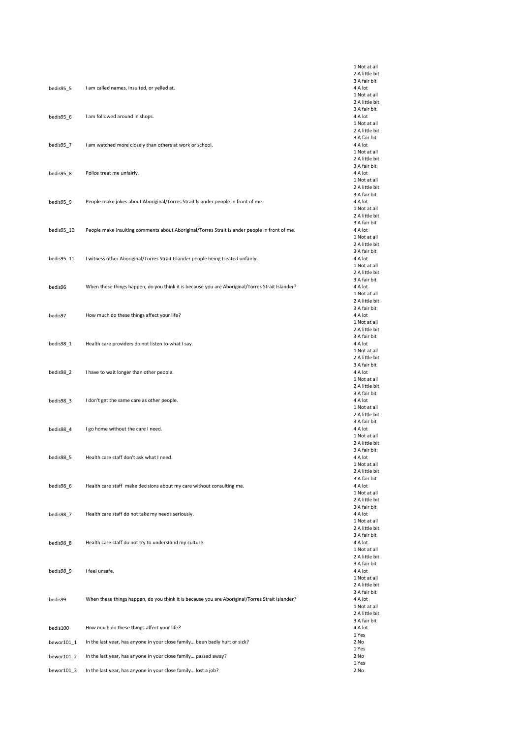| Variable | Question | Response options |
|---|---|---|
| bedis95_5 | I am called names, insulted, or yelled at. | 1 Not at all<br>2 A little bit<br>3 A fair bit<br>4 A lot |
| bedis95_6 | I am followed around in shops. | 1 Not at all<br>2 A little bit<br>3 A fair bit<br>4 A lot |
| bedis95_7 | I am watched more closely than others at work or school. | 1 Not at all<br>2 A little bit<br>3 A fair bit<br>4 A lot |
| bedis95_8 | Police treat me unfairly. | 1 Not at all<br>2 A little bit<br>3 A fair bit<br>4 A lot |
| bedis95_9 | People make jokes about Aboriginal/Torres Strait Islander people in front of me. | 1 Not at all<br>2 A little bit<br>3 A fair bit<br>4 A lot |
| bedis95_10 | People make insulting comments about Aboriginal/Torres Strait Islander people in front of me. | 1 Not at all<br>2 A little bit<br>3 A fair bit<br>4 A lot |
| bedis95_11 | I witness other Aboriginal/Torres Strait Islander people being treated unfairly. | 1 Not at all<br>2 A little bit<br>3 A fair bit<br>4 A lot |
| bedis96 | When these things happen, do you think it is because you are Aboriginal/Torres Strait Islander? | 1 Not at all<br>2 A little bit<br>3 A fair bit<br>4 A lot |
| bedis97 | How much do these things affect your life? | 1 Not at all<br>2 A little bit<br>3 A fair bit<br>4 A lot |
| bedis98_1 | Health care providers do not listen to what I say. | 1 Not at all<br>2 A little bit<br>3 A fair bit<br>4 A lot |
| bedis98_2 | I have to wait longer than other people. | 1 Not at all<br>2 A little bit<br>3 A fair bit<br>4 A lot |
| bedis98_3 | I don't get the same care as other people. | 1 Not at all<br>2 A little bit<br>3 A fair bit<br>4 A lot |
| bedis98_4 | I go home without the care I need. | 1 Not at all<br>2 A little bit<br>3 A fair bit<br>4 A lot |
| bedis98_5 | Health care staff don't ask what I need. | 1 Not at all<br>2 A little bit<br>3 A fair bit<br>4 A lot |
| bedis98_6 | Health care staff make decisions about my care without consulting me. | 1 Not at all<br>2 A little bit<br>3 A fair bit<br>4 A lot |
| bedis98_7 | Health care staff do not take my needs seriously. | 1 Not at all<br>2 A little bit<br>3 A fair bit<br>4 A lot |
| bedis98_8 | Health care staff do not try to understand my culture. | 1 Not at all<br>2 A little bit<br>3 A fair bit<br>4 A lot |
| bedis98_9 | I feel unsafe. | 1 Not at all<br>2 A little bit<br>3 A fair bit<br>4 A lot |
| bedis99 | When these things happen, do you think it is because you are Aboriginal/Torres Strait Islander? | 1 Not at all<br>2 A little bit<br>3 A fair bit<br>4 A lot |
| bedis100 | How much do these things affect your life? | 1 Not at all<br>2 A little bit<br>3 A fair bit<br>4 A lot |
| bewor101_1 | In the last year, has anyone in your close family… been badly hurt or sick? | 1 Yes<br>2 No |
| bewor101_2 | In the last year, has anyone in your close family… passed away? | 1 Yes<br>2 No |
| bewor101_3 | In the last year, has anyone in your close family… lost a job? | 1 Yes<br>2 No |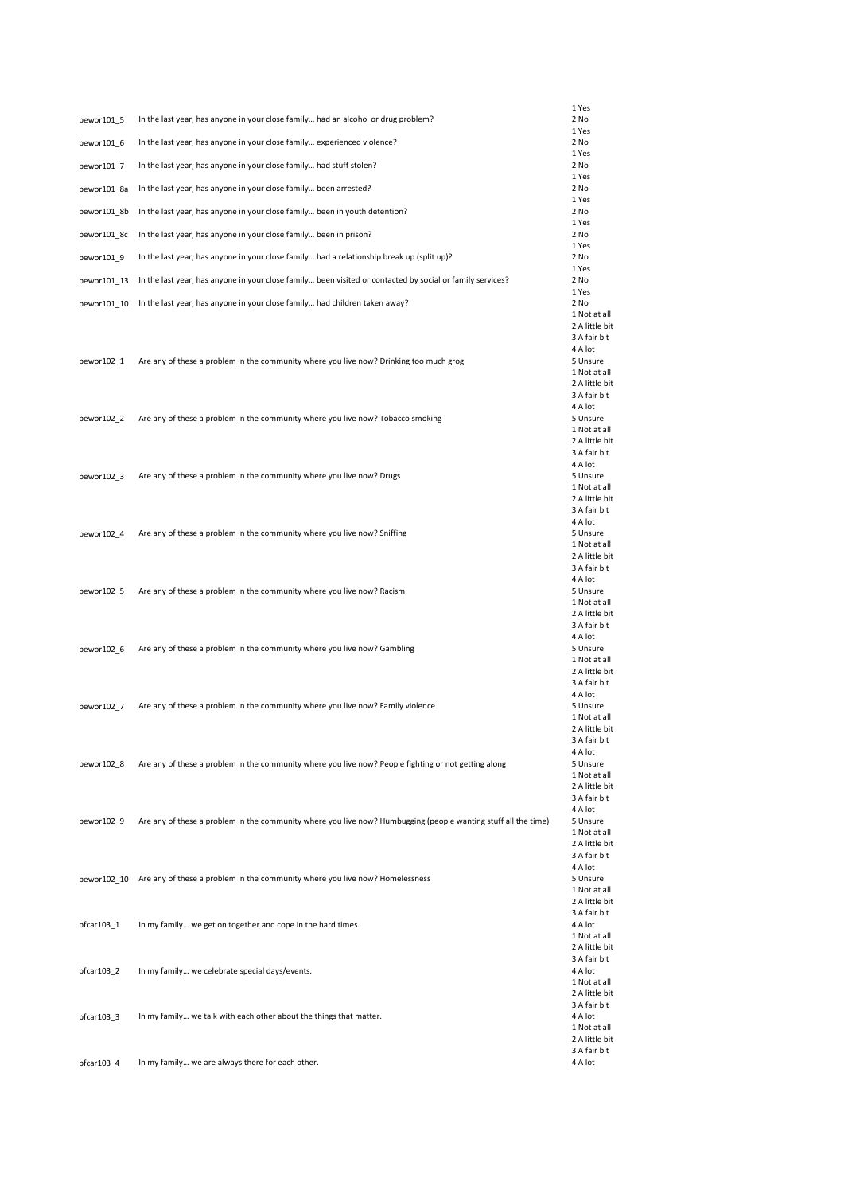| Variable | Question | Values |
|---|---|---|
| bewor101_5 | In the last year, has anyone in your close family… had an alcohol or drug problem? | 1 Yes<br>2 No |
| bewor101_6 | In the last year, has anyone in your close family… experienced violence? | 1 Yes<br>2 No |
| bewor101_7 | In the last year, has anyone in your close family… had stuff stolen? | 1 Yes<br>2 No |
| bewor101_8a | In the last year, has anyone in your close family… been arrested? | 1 Yes<br>2 No |
| bewor101_8b | In the last year, has anyone in your close family… been in youth detention? | 1 Yes<br>2 No |
| bewor101_8c | In the last year, has anyone in your close family… been in prison? | 1 Yes<br>2 No |
| bewor101_9 | In the last year, has anyone in your close family… had a relationship break up (split up)? | 1 Yes<br>2 No |
| bewor101_13 | In the last year, has anyone in your close family… been visited or contacted by social or family services? | 1 Yes<br>2 No |
| bewor101_10 | In the last year, has anyone in your close family… had children taken away? | 1 Yes<br>2 No |
| bewor102_1 | Are any of these a problem in the community where you live now? Drinking too much grog | 1 Not at all<br>2 A little bit<br>3 A fair bit<br>4 A lot<br>5 Unsure |
| bewor102_2 | Are any of these a problem in the community where you live now? Tobacco smoking | 1 Not at all<br>2 A little bit<br>3 A fair bit<br>4 A lot<br>5 Unsure |
| bewor102_3 | Are any of these a problem in the community where you live now? Drugs | 1 Not at all<br>2 A little bit<br>3 A fair bit<br>4 A lot<br>5 Unsure |
| bewor102_4 | Are any of these a problem in the community where you live now? Sniffing | 1 Not at all<br>2 A little bit<br>3 A fair bit<br>4 A lot<br>5 Unsure |
| bewor102_5 | Are any of these a problem in the community where you live now? Racism | 1 Not at all<br>2 A little bit<br>3 A fair bit<br>4 A lot<br>5 Unsure |
| bewor102_6 | Are any of these a problem in the community where you live now? Gambling | 1 Not at all<br>2 A little bit<br>3 A fair bit<br>4 A lot<br>5 Unsure |
| bewor102_7 | Are any of these a problem in the community where you live now? Family violence | 1 Not at all<br>2 A little bit<br>3 A fair bit<br>4 A lot<br>5 Unsure |
| bewor102_8 | Are any of these a problem in the community where you live now? People fighting or not getting along | 1 Not at all<br>2 A little bit<br>3 A fair bit<br>4 A lot<br>5 Unsure |
| bewor102_9 | Are any of these a problem in the community where you live now? Humbugging (people wanting stuff all the time) | 1 Not at all<br>2 A little bit<br>3 A fair bit<br>4 A lot<br>5 Unsure |
| bewor102_10 | Are any of these a problem in the community where you live now? Homelessness | 1 Not at all<br>2 A little bit<br>3 A fair bit<br>4 A lot<br>5 Unsure |
| bfcar103_1 | In my family… we get on together and cope in the hard times. | 1 Not at all<br>2 A little bit<br>3 A fair bit<br>4 A lot |
| bfcar103_2 | In my family… we celebrate special days/events. | 1 Not at all<br>2 A little bit<br>3 A fair bit<br>4 A lot |
| bfcar103_3 | In my family… we talk with each other about the things that matter. | 1 Not at all<br>2 A little bit<br>3 A fair bit<br>4 A lot |
| bfcar103_4 | In my family… we are always there for each other. | 1 Not at all<br>2 A little bit<br>3 A fair bit<br>4 A lot |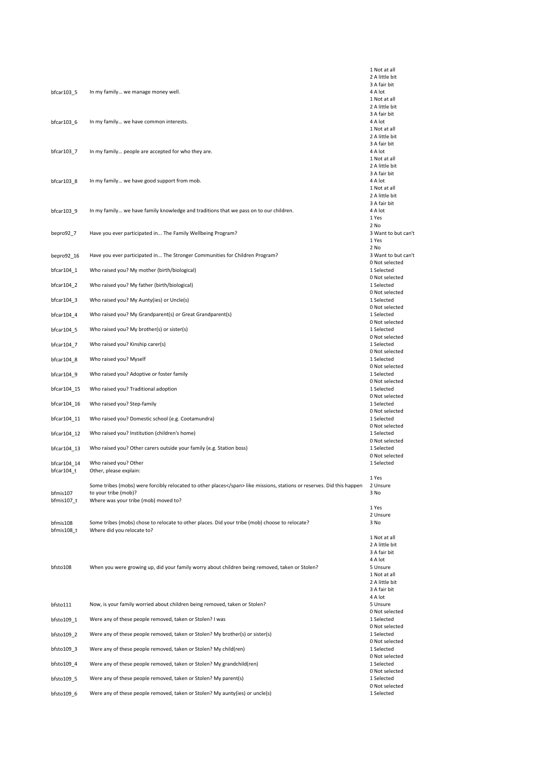| Variable | Question | Response options |
|---|---|---|
| bfcar103_5 | In my family… we manage money well. | 1 Not at all<br>2 A little bit<br>3 A fair bit<br>4 A lot |
| bfcar103_6 | In my family… we have common interests. | 1 Not at all<br>2 A little bit<br>3 A fair bit<br>4 A lot |
| bfcar103_7 | In my family… people are accepted for who they are. | 1 Not at all<br>2 A little bit<br>3 A fair bit<br>4 A lot |
| bfcar103_8 | In my family… we have good support from mob. | 1 Not at all<br>2 A little bit<br>3 A fair bit<br>4 A lot |
| bfcar103_9 | In my family… we have family knowledge and traditions that we pass on to our children. | 1 Not at all<br>2 A little bit<br>3 A fair bit<br>4 A lot |
| bepro92_7 | Have you ever participated in… The Family Wellbeing Program? | 1 Yes<br>2 No<br>3 Want to but can't |
| bepro92_16 | Have you ever participated in… The Stronger Communities for Children Program? | 1 Yes<br>2 No<br>3 Want to but can't |
| bfcar104_1 | Who raised you? My mother (birth/biological) | 0 Not selected<br>1 Selected |
| bfcar104_2 | Who raised you? My father (birth/biological) | 0 Not selected<br>1 Selected |
| bfcar104_3 | Who raised you? My Aunty(ies) or Uncle(s) | 0 Not selected<br>1 Selected |
| bfcar104_4 | Who raised you? My Grandparent(s) or Great Grandparent(s) | 0 Not selected<br>1 Selected |
| bfcar104_5 | Who raised you? My brother(s) or sister(s) | 0 Not selected<br>1 Selected |
| bfcar104_7 | Who raised you? Kinship carer(s) | 0 Not selected<br>1 Selected |
| bfcar104_8 | Who raised you? Myself | 0 Not selected<br>1 Selected |
| bfcar104_9 | Who raised you? Adoptive or foster family | 0 Not selected<br>1 Selected |
| bfcar104_15 | Who raised you? Traditional adoption | 0 Not selected<br>1 Selected |
| bfcar104_16 | Who raised you? Step-family | 0 Not selected<br>1 Selected |
| bfcar104_11 | Who raised you? Domestic school (e.g. Cootamundra) | 0 Not selected<br>1 Selected |
| bfcar104_12 | Who raised you? Institution (children's home) | 0 Not selected<br>1 Selected |
| bfcar104_13 | Who raised you? Other carers outside your family (e.g. Station boss) | 0 Not selected<br>1 Selected |
| bfcar104_14 | Who raised you? Other | 0 Not selected<br>1 Selected |
| bfcar104_t | Other, please explain: | |
| bfmis107 | Some tribes (mobs) were forcibly relocated to other places</span> like missions, stations or reserves. Did this happen to your tribe (mob)? | 1 Yes<br>2 Unsure<br>3 No |
| bfmis107_t | Where was your tribe (mob) moved to? | |
| bfmis108 | Some tribes (mobs) chose to relocate to other places. Did your tribe (mob) choose to relocate? | 1 Yes<br>2 Unsure<br>3 No |
| bfmis108_t | Where did you relocate to? | |
| bfsto108 | When you were growing up, did your family worry about children being removed, taken or Stolen? | 1 Not at all<br>2 A little bit<br>3 A fair bit<br>4 A lot<br>5 Unsure |
| bfsto111 | Now, is your family worried about children being removed, taken or Stolen? | 1 Not at all<br>2 A little bit<br>3 A fair bit<br>4 A lot<br>5 Unsure |
| bfsto109_1 | Were any of these people removed, taken or Stolen? I was | 0 Not selected<br>1 Selected |
| bfsto109_2 | Were any of these people removed, taken or Stolen? My brother(s) or sister(s) | 0 Not selected<br>1 Selected |
| bfsto109_3 | Were any of these people removed, taken or Stolen? My child(ren) | 0 Not selected<br>1 Selected |
| bfsto109_4 | Were any of these people removed, taken or Stolen? My grandchild(ren) | 0 Not selected<br>1 Selected |
| bfsto109_5 | Were any of these people removed, taken or Stolen? My parent(s) | 0 Not selected<br>1 Selected |
| bfsto109_6 | Were any of these people removed, taken or Stolen? My aunty(ies) or uncle(s) | 0 Not selected<br>1 Selected |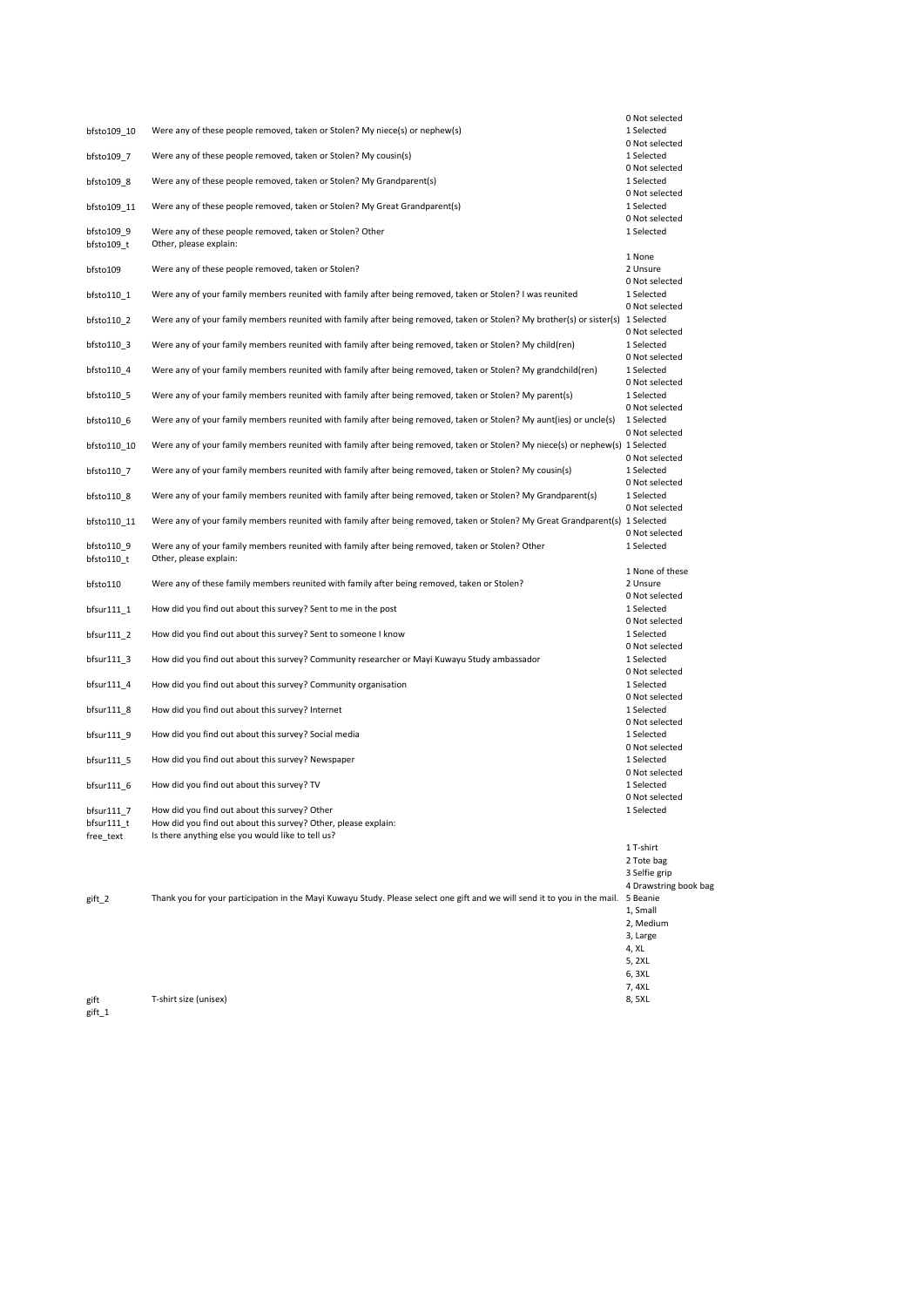| | | |
|---|---|---|
| bfsto109_10 | Were any of these people removed, taken or Stolen? My niece(s) or nephew(s) | 0 Not selected<br>1 Selected |
| bfsto109_7 | Were any of these people removed, taken or Stolen? My cousin(s) | 0 Not selected<br>1 Selected |
| bfsto109_8 | Were any of these people removed, taken or Stolen? My Grandparent(s) | 0 Not selected<br>1 Selected |
| bfsto109_11 | Were any of these people removed, taken or Stolen? My Great Grandparent(s) | 0 Not selected<br>1 Selected |
| bfsto109_9 | Were any of these people removed, taken or Stolen? Other | 0 Not selected<br>1 Selected |
| bfsto109_t | Other, please explain: | |
| bfsto109 | Were any of these people removed, taken or Stolen? | 1 None<br>2 Unsure |
| bfsto110_1 | Were any of your family members reunited with family after being removed, taken or Stolen? I was reunited | 0 Not selected<br>1 Selected |
| bfsto110_2 | Were any of your family members reunited with family after being removed, taken or Stolen? My brother(s) or sister(s) | 0 Not selected<br>1 Selected |
| bfsto110_3 | Were any of your family members reunited with family after being removed, taken or Stolen? My child(ren) | 0 Not selected<br>1 Selected |
| bfsto110_4 | Were any of your family members reunited with family after being removed, taken or Stolen? My grandchild(ren) | 0 Not selected<br>1 Selected |
| bfsto110_5 | Were any of your family members reunited with family after being removed, taken or Stolen? My parent(s) | 0 Not selected<br>1 Selected |
| bfsto110_6 | Were any of your family members reunited with family after being removed, taken or Stolen? My aunt(ies) or uncle(s) | 0 Not selected<br>1 Selected |
| bfsto110_10 | Were any of your family members reunited with family after being removed, taken or Stolen? My niece(s) or nephew(s) | 0 Not selected<br>1 Selected |
| bfsto110_7 | Were any of your family members reunited with family after being removed, taken or Stolen? My cousin(s) | 0 Not selected<br>1 Selected |
| bfsto110_8 | Were any of your family members reunited with family after being removed, taken or Stolen? My Grandparent(s) | 0 Not selected<br>1 Selected |
| bfsto110_11 | Were any of your family members reunited with family after being removed, taken or Stolen? My Great Grandparent(s) | 0 Not selected<br>1 Selected |
| bfsto110_9 | Were any of your family members reunited with family after being removed, taken or Stolen? Other | 0 Not selected<br>1 Selected |
| bfsto110_t | Other, please explain: | |
| bfsto110 | Were any of these family members reunited with family after being removed, taken or Stolen? | 1 None of these<br>2 Unsure |
| bfsur111_1 | How did you find out about this survey? Sent to me in the post | 0 Not selected<br>1 Selected |
| bfsur111_2 | How did you find out about this survey? Sent to someone I know | 0 Not selected<br>1 Selected |
| bfsur111_3 | How did you find out about this survey? Community researcher or Mayi Kuwayu Study ambassador | 0 Not selected<br>1 Selected |
| bfsur111_4 | How did you find out about this survey? Community organisation | 0 Not selected<br>1 Selected |
| bfsur111_8 | How did you find out about this survey? Internet | 0 Not selected<br>1 Selected |
| bfsur111_9 | How did you find out about this survey? Social media | 0 Not selected<br>1 Selected |
| bfsur111_5 | How did you find out about this survey? Newspaper | 0 Not selected<br>1 Selected |
| bfsur111_6 | How did you find out about this survey? TV | 0 Not selected<br>1 Selected |
| bfsur111_7 | How did you find out about this survey? Other | 0 Not selected<br>1 Selected |
| bfsur111_t | How did you find out about this survey? Other, please explain: | |
| free_text | Is there anything else you would like to tell us? | |
| gift_2 | Thank you for your participation in the Mayi Kuwayu Study. Please select one gift and we will send it to you in the mail. | 1 T-shirt<br>2 Tote bag<br>3 Selfie grip<br>4 Drawstring book bag<br>5 Beanie |
| gift | T-shirt size (unisex) | 1, Small<br>2, Medium<br>3, Large<br>4, XL<br>5, 2XL<br>6, 3XL<br>7, 4XL<br>8, 5XL |
| gift_1 | | |